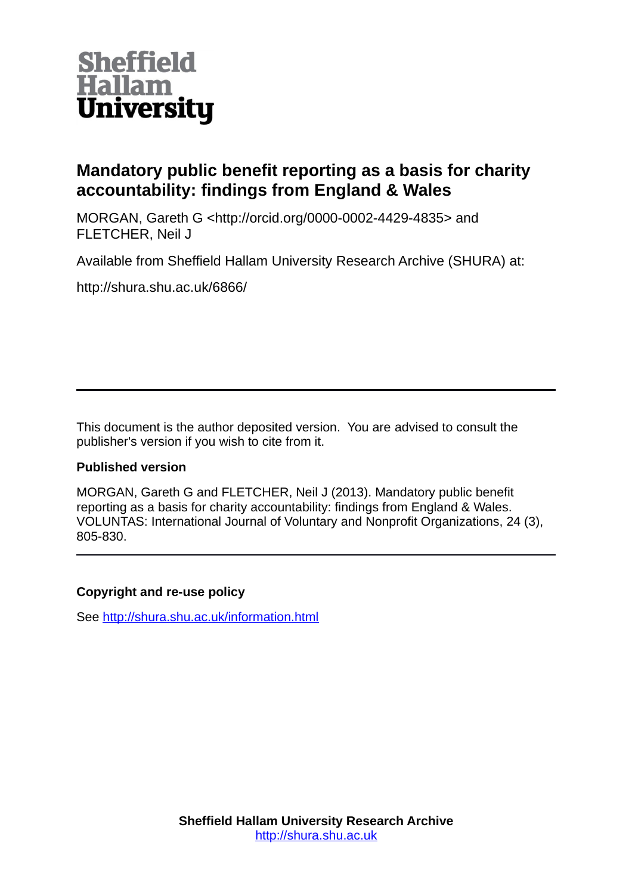Sheffield Hallam University

# Mandatory public benefit reporting as a basis for charity accountability: findings from England & Wales

MORGAN, Gareth G <http://orcid.org/0000-0002-4429-4835> and FLETCHER, Neil J

Available from Sheffield Hallam University Research Archive (SHURA) at:

http://shura.shu.ac.uk/6866/

---

This document is the author deposited version. You are advised to consult the publisher's version if you wish to cite from it.

**Published version**

MORGAN, Gareth G and FLETCHER, Neil J (2013). Mandatory public benefit reporting as a basis for charity accountability: findings from England & Wales. VOLUNTAS: International Journal of Voluntary and Nonprofit Organizations, 24 (3), 805-830.

---

**Copyright and re-use policy**

See http://shura.shu.ac.uk/information.html

**Sheffield Hallam University Research Archive**
http://shura.shu.ac.uk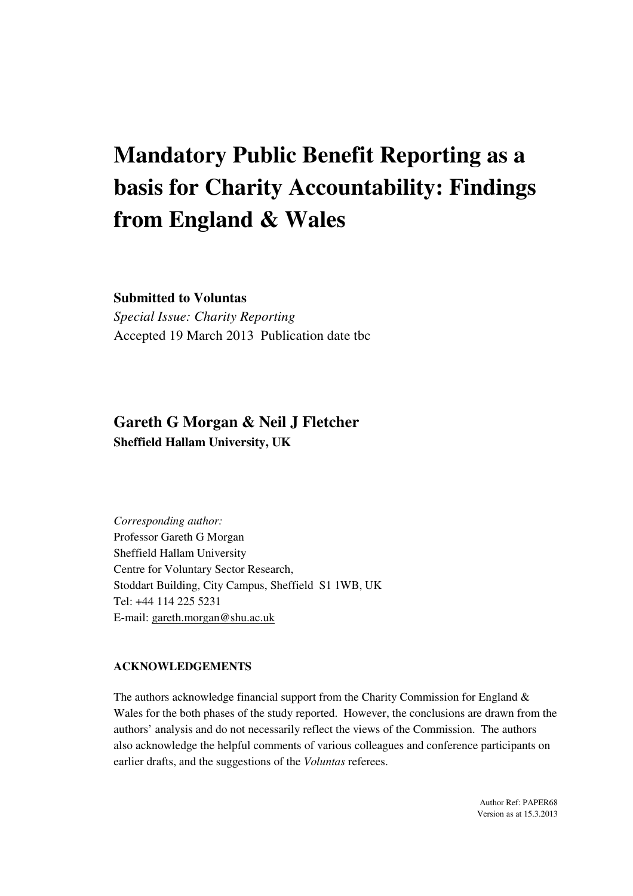# Mandatory Public Benefit Reporting as a basis for Charity Accountability: Findings from England & Wales

**Submitted to Voluntas**

*Special Issue: Charity Reporting*

Accepted 19 March 2013 Publication date tbc

## Gareth G Morgan & Neil J Fletcher

**Sheffield Hallam University, UK**

*Corresponding author:*
Professor Gareth G Morgan
Sheffield Hallam University
Centre for Voluntary Sector Research,
Stoddart Building, City Campus, Sheffield S1 1WB, UK
Tel: +44 114 225 5231
E-mail: gareth.morgan@shu.ac.uk

**ACKNOWLEDGEMENTS**

The authors acknowledge financial support from the Charity Commission for England & Wales for the both phases of the study reported. However, the conclusions are drawn from the authors' analysis and do not necessarily reflect the views of the Commission. The authors also acknowledge the helpful comments of various colleagues and conference participants on earlier drafts, and the suggestions of the *Voluntas* referees.

Author Ref: PAPER68
Version as at 15.3.2013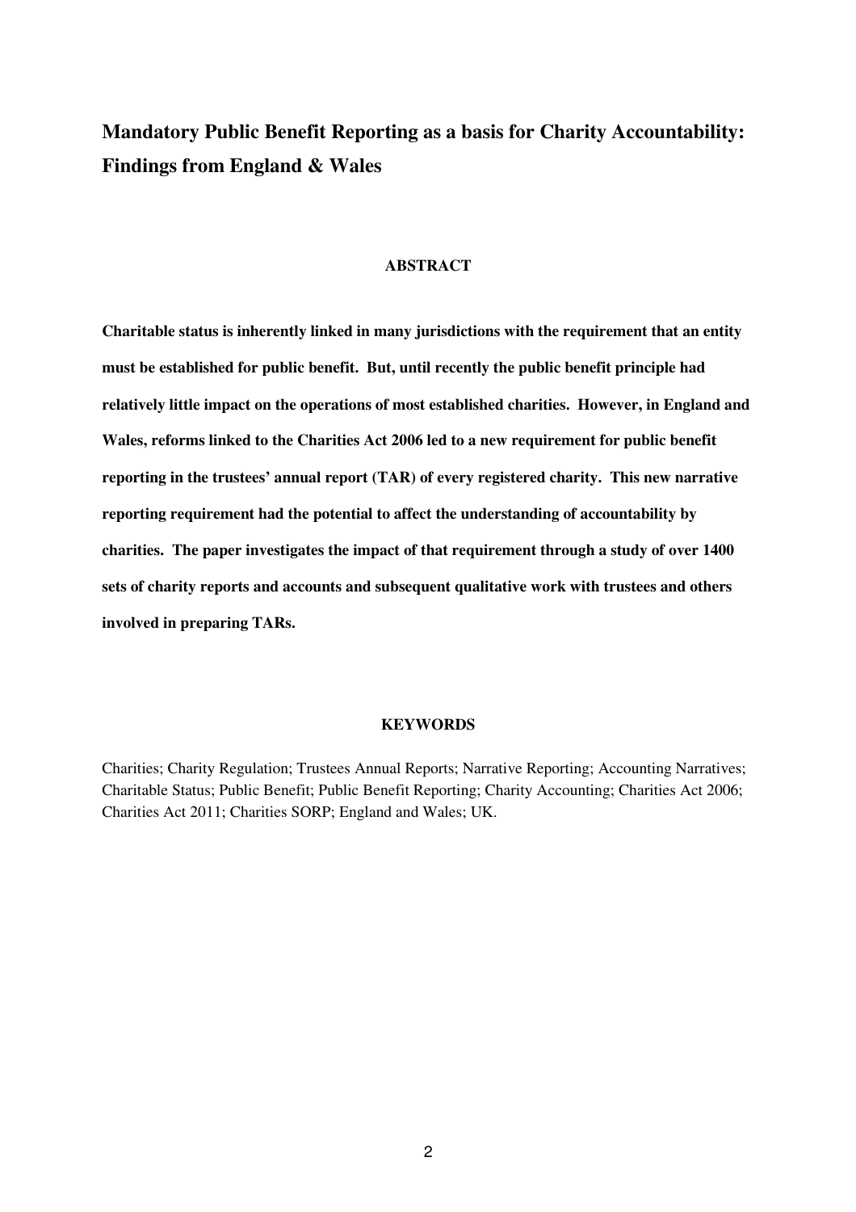# Mandatory Public Benefit Reporting as a basis for Charity Accountability: Findings from England & Wales

## ABSTRACT

**Charitable status is inherently linked in many jurisdictions with the requirement that an entity must be established for public benefit. But, until recently the public benefit principle had relatively little impact on the operations of most established charities. However, in England and Wales, reforms linked to the Charities Act 2006 led to a new requirement for public benefit reporting in the trustees' annual report (TAR) of every registered charity. This new narrative reporting requirement had the potential to affect the understanding of accountability by charities. The paper investigates the impact of that requirement through a study of over 1400 sets of charity reports and accounts and subsequent qualitative work with trustees and others involved in preparing TARs.**

## KEYWORDS

Charities; Charity Regulation; Trustees Annual Reports; Narrative Reporting; Accounting Narratives; Charitable Status; Public Benefit; Public Benefit Reporting; Charity Accounting; Charities Act 2006; Charities Act 2011; Charities SORP; England and Wales; UK.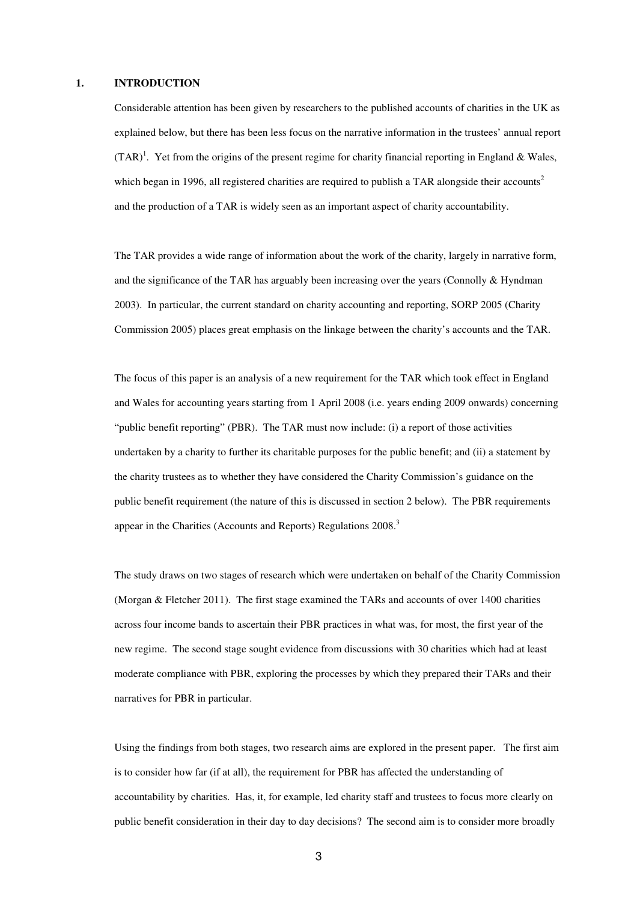# 1. INTRODUCTION

Considerable attention has been given by researchers to the published accounts of charities in the UK as explained below, but there has been less focus on the narrative information in the trustees' annual report (TAR)[1]. Yet from the origins of the present regime for charity financial reporting in England & Wales, which began in 1996, all registered charities are required to publish a TAR alongside their accounts[2] and the production of a TAR is widely seen as an important aspect of charity accountability.

The TAR provides a wide range of information about the work of the charity, largely in narrative form, and the significance of the TAR has arguably been increasing over the years (Connolly & Hyndman 2003). In particular, the current standard on charity accounting and reporting, SORP 2005 (Charity Commission 2005) places great emphasis on the linkage between the charity's accounts and the TAR.

The focus of this paper is an analysis of a new requirement for the TAR which took effect in England and Wales for accounting years starting from 1 April 2008 (i.e. years ending 2009 onwards) concerning "public benefit reporting" (PBR). The TAR must now include: (i) a report of those activities undertaken by a charity to further its charitable purposes for the public benefit; and (ii) a statement by the charity trustees as to whether they have considered the Charity Commission's guidance on the public benefit requirement (the nature of this is discussed in section 2 below). The PBR requirements appear in the Charities (Accounts and Reports) Regulations 2008.[3]

The study draws on two stages of research which were undertaken on behalf of the Charity Commission (Morgan & Fletcher 2011). The first stage examined the TARs and accounts of over 1400 charities across four income bands to ascertain their PBR practices in what was, for most, the first year of the new regime. The second stage sought evidence from discussions with 30 charities which had at least moderate compliance with PBR, exploring the processes by which they prepared their TARs and their narratives for PBR in particular.

Using the findings from both stages, two research aims are explored in the present paper. The first aim is to consider how far (if at all), the requirement for PBR has affected the understanding of accountability by charities. Has, it, for example, led charity staff and trustees to focus more clearly on public benefit consideration in their day to day decisions? The second aim is to consider more broadly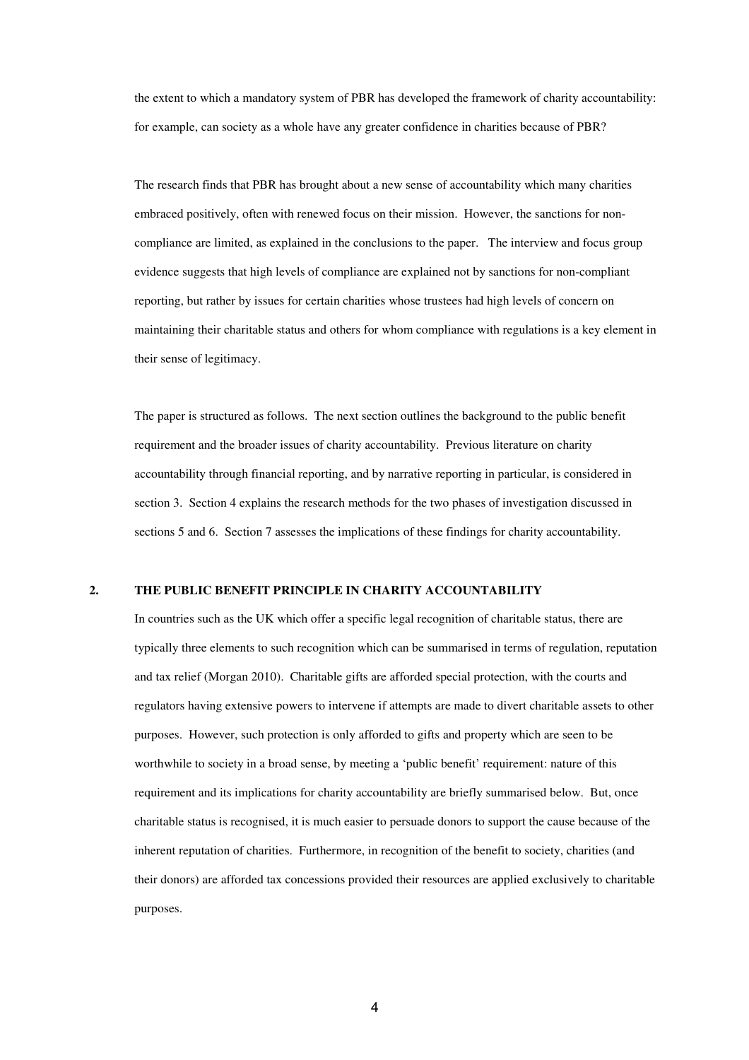the extent to which a mandatory system of PBR has developed the framework of charity accountability: for example, can society as a whole have any greater confidence in charities because of PBR?

The research finds that PBR has brought about a new sense of accountability which many charities embraced positively, often with renewed focus on their mission. However, the sanctions for non-compliance are limited, as explained in the conclusions to the paper. The interview and focus group evidence suggests that high levels of compliance are explained not by sanctions for non-compliant reporting, but rather by issues for certain charities whose trustees had high levels of concern on maintaining their charitable status and others for whom compliance with regulations is a key element in their sense of legitimacy.

The paper is structured as follows. The next section outlines the background to the public benefit requirement and the broader issues of charity accountability. Previous literature on charity accountability through financial reporting, and by narrative reporting in particular, is considered in section 3. Section 4 explains the research methods for the two phases of investigation discussed in sections 5 and 6. Section 7 assesses the implications of these findings for charity accountability.

## 2. THE PUBLIC BENEFIT PRINCIPLE IN CHARITY ACCOUNTABILITY

In countries such as the UK which offer a specific legal recognition of charitable status, there are typically three elements to such recognition which can be summarised in terms of regulation, reputation and tax relief (Morgan 2010). Charitable gifts are afforded special protection, with the courts and regulators having extensive powers to intervene if attempts are made to divert charitable assets to other purposes. However, such protection is only afforded to gifts and property which are seen to be worthwhile to society in a broad sense, by meeting a 'public benefit' requirement: nature of this requirement and its implications for charity accountability are briefly summarised below. But, once charitable status is recognised, it is much easier to persuade donors to support the cause because of the inherent reputation of charities. Furthermore, in recognition of the benefit to society, charities (and their donors) are afforded tax concessions provided their resources are applied exclusively to charitable purposes.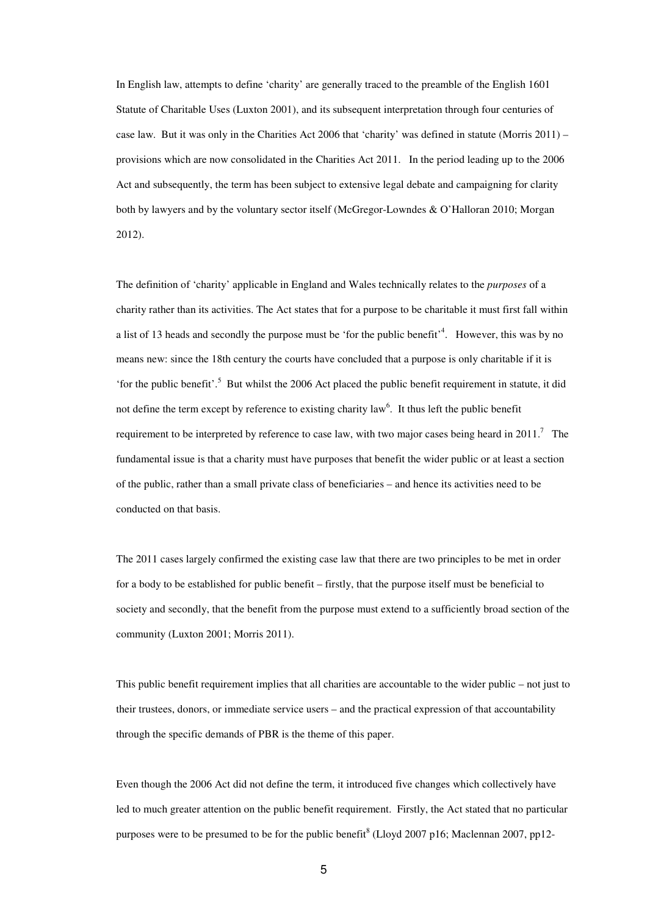In English law, attempts to define 'charity' are generally traced to the preamble of the English 1601 Statute of Charitable Uses (Luxton 2001), and its subsequent interpretation through four centuries of case law. But it was only in the Charities Act 2006 that 'charity' was defined in statute (Morris 2011) – provisions which are now consolidated in the Charities Act 2011. In the period leading up to the 2006 Act and subsequently, the term has been subject to extensive legal debate and campaigning for clarity both by lawyers and by the voluntary sector itself (McGregor-Lowndes & O'Halloran 2010; Morgan 2012).

The definition of 'charity' applicable in England and Wales technically relates to the *purposes* of a charity rather than its activities. The Act states that for a purpose to be charitable it must first fall within a list of 13 heads and secondly the purpose must be 'for the public benefit'[4]. However, this was by no means new: since the 18th century the courts have concluded that a purpose is only charitable if it is 'for the public benefit'.[5] But whilst the 2006 Act placed the public benefit requirement in statute, it did not define the term except by reference to existing charity law[6]. It thus left the public benefit requirement to be interpreted by reference to case law, with two major cases being heard in 2011.[7] The fundamental issue is that a charity must have purposes that benefit the wider public or at least a section of the public, rather than a small private class of beneficiaries – and hence its activities need to be conducted on that basis.

The 2011 cases largely confirmed the existing case law that there are two principles to be met in order for a body to be established for public benefit – firstly, that the purpose itself must be beneficial to society and secondly, that the benefit from the purpose must extend to a sufficiently broad section of the community (Luxton 2001; Morris 2011).

This public benefit requirement implies that all charities are accountable to the wider public – not just to their trustees, donors, or immediate service users – and the practical expression of that accountability through the specific demands of PBR is the theme of this paper.

Even though the 2006 Act did not define the term, it introduced five changes which collectively have led to much greater attention on the public benefit requirement. Firstly, the Act stated that no particular purposes were to be presumed to be for the public benefit[8] (Lloyd 2007 p16; Maclennan 2007, pp12-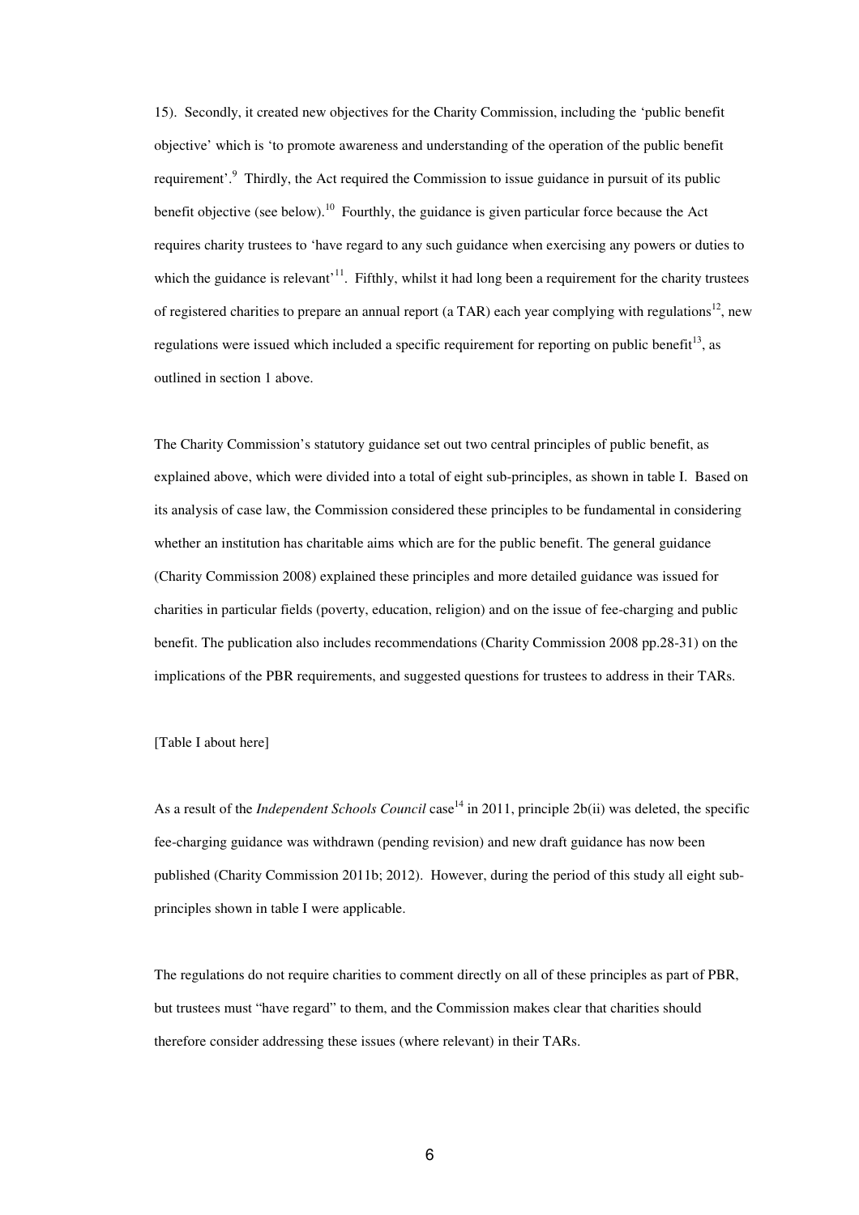15). Secondly, it created new objectives for the Charity Commission, including the 'public benefit objective' which is 'to promote awareness and understanding of the operation of the public benefit requirement'.[9] Thirdly, the Act required the Commission to issue guidance in pursuit of its public benefit objective (see below).[10] Fourthly, the guidance is given particular force because the Act requires charity trustees to 'have regard to any such guidance when exercising any powers or duties to which the guidance is relevant'[11]. Fifthly, whilst it had long been a requirement for the charity trustees of registered charities to prepare an annual report (a TAR) each year complying with regulations[12], new regulations were issued which included a specific requirement for reporting on public benefit[13], as outlined in section 1 above.

The Charity Commission's statutory guidance set out two central principles of public benefit, as explained above, which were divided into a total of eight sub-principles, as shown in table I. Based on its analysis of case law, the Commission considered these principles to be fundamental in considering whether an institution has charitable aims which are for the public benefit. The general guidance (Charity Commission 2008) explained these principles and more detailed guidance was issued for charities in particular fields (poverty, education, religion) and on the issue of fee-charging and public benefit. The publication also includes recommendations (Charity Commission 2008 pp.28-31) on the implications of the PBR requirements, and suggested questions for trustees to address in their TARs.

[Table I about here]

As a result of the *Independent Schools Council* case[14] in 2011, principle 2b(ii) was deleted, the specific fee-charging guidance was withdrawn (pending revision) and new draft guidance has now been published (Charity Commission 2011b; 2012). However, during the period of this study all eight sub-principles shown in table I were applicable.

The regulations do not require charities to comment directly on all of these principles as part of PBR, but trustees must "have regard" to them, and the Commission makes clear that charities should therefore consider addressing these issues (where relevant) in their TARs.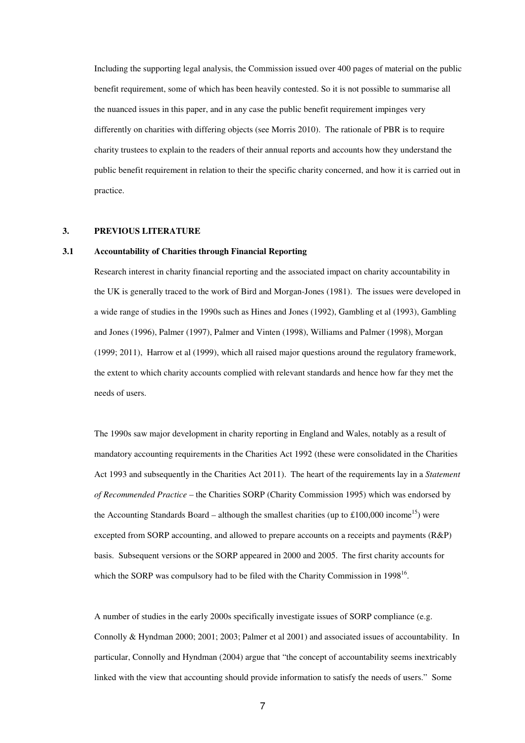Including the supporting legal analysis, the Commission issued over 400 pages of material on the public benefit requirement, some of which has been heavily contested. So it is not possible to summarise all the nuanced issues in this paper, and in any case the public benefit requirement impinges very differently on charities with differing objects (see Morris 2010). The rationale of PBR is to require charity trustees to explain to the readers of their annual reports and accounts how they understand the public benefit requirement in relation to their the specific charity concerned, and how it is carried out in practice.

## 3. PREVIOUS LITERATURE

### 3.1 Accountability of Charities through Financial Reporting

Research interest in charity financial reporting and the associated impact on charity accountability in the UK is generally traced to the work of Bird and Morgan-Jones (1981). The issues were developed in a wide range of studies in the 1990s such as Hines and Jones (1992), Gambling et al (1993), Gambling and Jones (1996), Palmer (1997), Palmer and Vinten (1998), Williams and Palmer (1998), Morgan (1999; 2011), Harrow et al (1999), which all raised major questions around the regulatory framework, the extent to which charity accounts complied with relevant standards and hence how far they met the needs of users.

The 1990s saw major development in charity reporting in England and Wales, notably as a result of mandatory accounting requirements in the Charities Act 1992 (these were consolidated in the Charities Act 1993 and subsequently in the Charities Act 2011). The heart of the requirements lay in a *Statement of Recommended Practice* – the Charities SORP (Charity Commission 1995) which was endorsed by the Accounting Standards Board – although the smallest charities (up to £100,000 income[15]) were excepted from SORP accounting, and allowed to prepare accounts on a receipts and payments (R&P) basis. Subsequent versions or the SORP appeared in 2000 and 2005. The first charity accounts for which the SORP was compulsory had to be filed with the Charity Commission in 1998[16].

A number of studies in the early 2000s specifically investigate issues of SORP compliance (e.g. Connolly & Hyndman 2000; 2001; 2003; Palmer et al 2001) and associated issues of accountability. In particular, Connolly and Hyndman (2004) argue that "the concept of accountability seems inextricably linked with the view that accounting should provide information to satisfy the needs of users." Some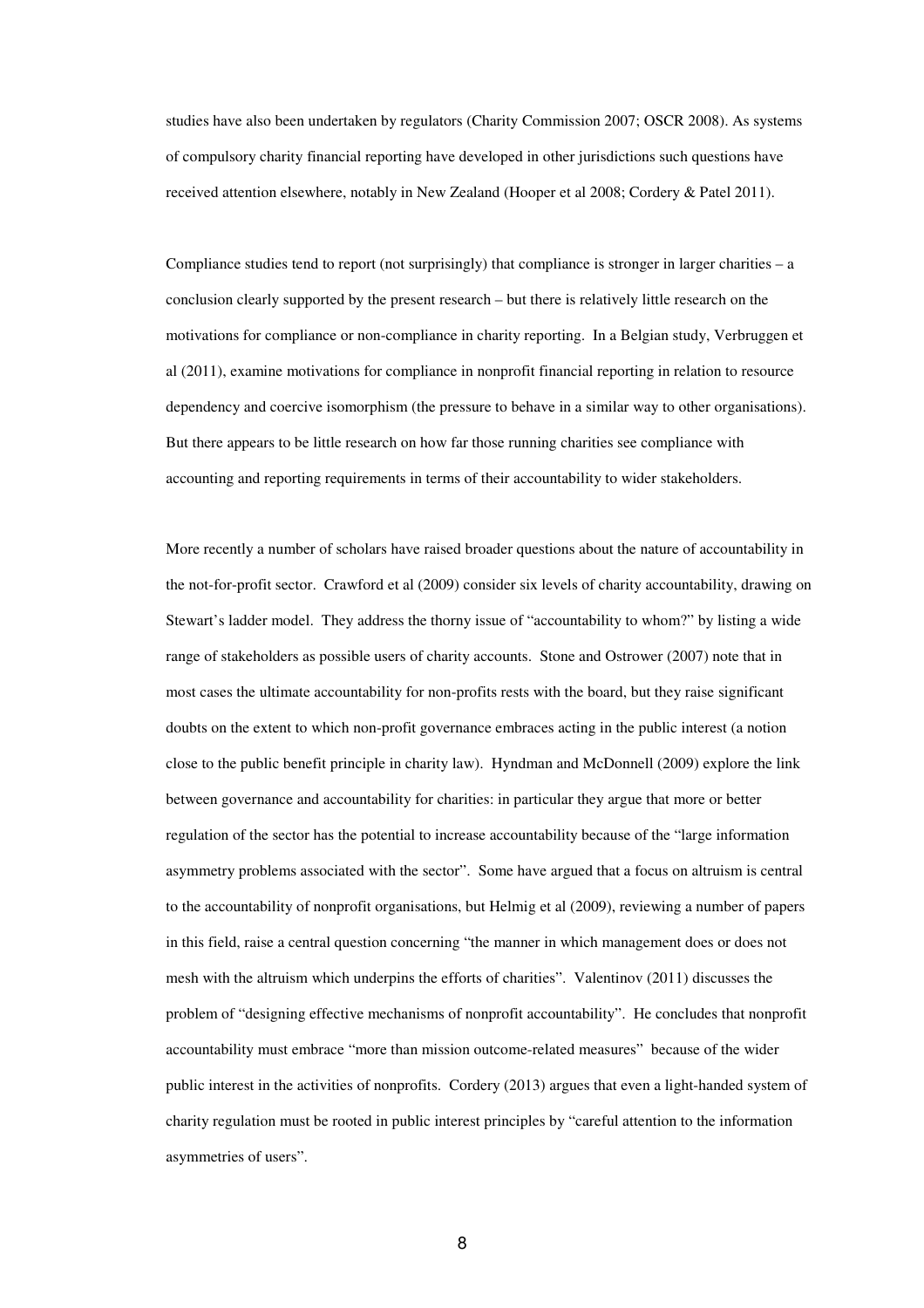studies have also been undertaken by regulators (Charity Commission 2007; OSCR 2008). As systems of compulsory charity financial reporting have developed in other jurisdictions such questions have received attention elsewhere, notably in New Zealand (Hooper et al 2008; Cordery & Patel 2011).

Compliance studies tend to report (not surprisingly) that compliance is stronger in larger charities – a conclusion clearly supported by the present research – but there is relatively little research on the motivations for compliance or non-compliance in charity reporting. In a Belgian study, Verbruggen et al (2011), examine motivations for compliance in nonprofit financial reporting in relation to resource dependency and coercive isomorphism (the pressure to behave in a similar way to other organisations). But there appears to be little research on how far those running charities see compliance with accounting and reporting requirements in terms of their accountability to wider stakeholders.

More recently a number of scholars have raised broader questions about the nature of accountability in the not-for-profit sector. Crawford et al (2009) consider six levels of charity accountability, drawing on Stewart's ladder model. They address the thorny issue of "accountability to whom?" by listing a wide range of stakeholders as possible users of charity accounts. Stone and Ostrower (2007) note that in most cases the ultimate accountability for non-profits rests with the board, but they raise significant doubts on the extent to which non-profit governance embraces acting in the public interest (a notion close to the public benefit principle in charity law). Hyndman and McDonnell (2009) explore the link between governance and accountability for charities: in particular they argue that more or better regulation of the sector has the potential to increase accountability because of the "large information asymmetry problems associated with the sector". Some have argued that a focus on altruism is central to the accountability of nonprofit organisations, but Helmig et al (2009), reviewing a number of papers in this field, raise a central question concerning "the manner in which management does or does not mesh with the altruism which underpins the efforts of charities". Valentinov (2011) discusses the problem of "designing effective mechanisms of nonprofit accountability". He concludes that nonprofit accountability must embrace "more than mission outcome-related measures" because of the wider public interest in the activities of nonprofits. Cordery (2013) argues that even a light-handed system of charity regulation must be rooted in public interest principles by "careful attention to the information asymmetries of users".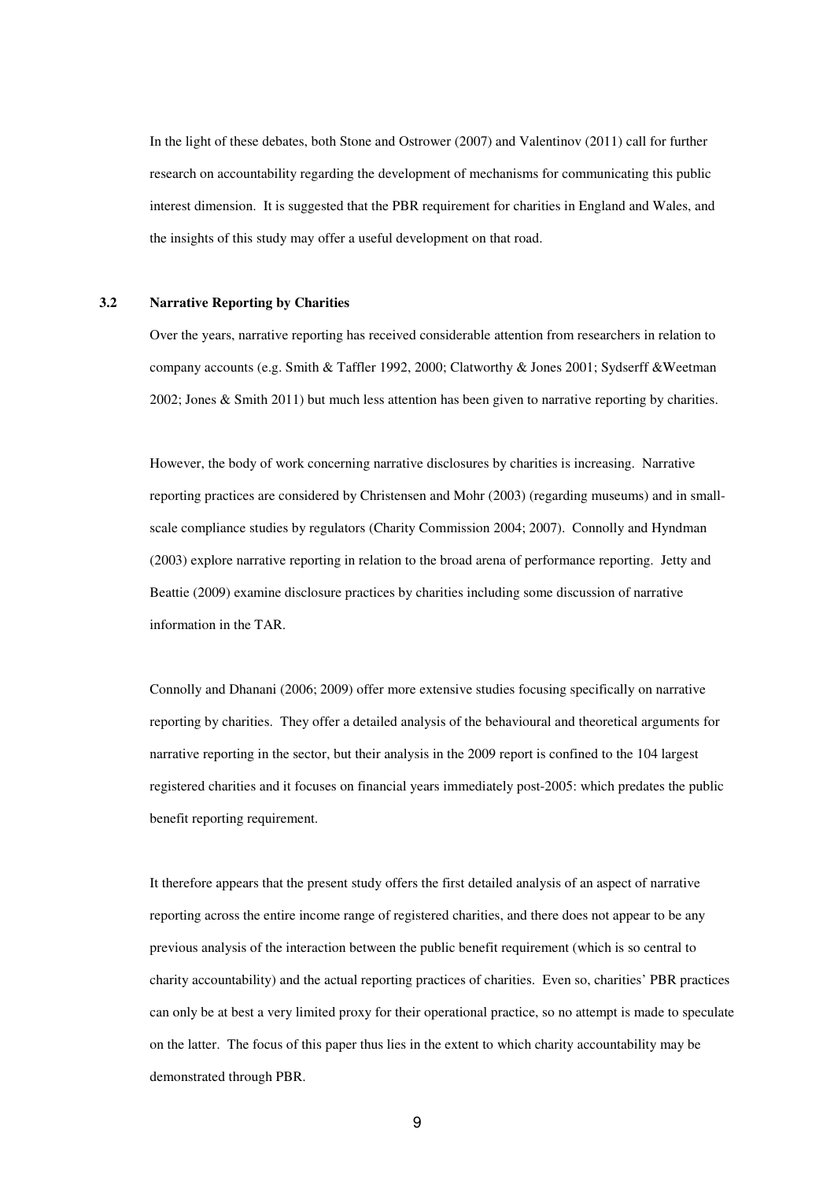In the light of these debates, both Stone and Ostrower (2007) and Valentinov (2011) call for further research on accountability regarding the development of mechanisms for communicating this public interest dimension. It is suggested that the PBR requirement for charities in England and Wales, and the insights of this study may offer a useful development on that road.

### 3.2 Narrative Reporting by Charities

Over the years, narrative reporting has received considerable attention from researchers in relation to company accounts (e.g. Smith & Taffler 1992, 2000; Clatworthy & Jones 2001; Sydserff &Weetman 2002; Jones & Smith 2011) but much less attention has been given to narrative reporting by charities.

However, the body of work concerning narrative disclosures by charities is increasing. Narrative reporting practices are considered by Christensen and Mohr (2003) (regarding museums) and in small-scale compliance studies by regulators (Charity Commission 2004; 2007). Connolly and Hyndman (2003) explore narrative reporting in relation to the broad arena of performance reporting. Jetty and Beattie (2009) examine disclosure practices by charities including some discussion of narrative information in the TAR.

Connolly and Dhanani (2006; 2009) offer more extensive studies focusing specifically on narrative reporting by charities. They offer a detailed analysis of the behavioural and theoretical arguments for narrative reporting in the sector, but their analysis in the 2009 report is confined to the 104 largest registered charities and it focuses on financial years immediately post-2005: which predates the public benefit reporting requirement.

It therefore appears that the present study offers the first detailed analysis of an aspect of narrative reporting across the entire income range of registered charities, and there does not appear to be any previous analysis of the interaction between the public benefit requirement (which is so central to charity accountability) and the actual reporting practices of charities. Even so, charities' PBR practices can only be at best a very limited proxy for their operational practice, so no attempt is made to speculate on the latter. The focus of this paper thus lies in the extent to which charity accountability may be demonstrated through PBR.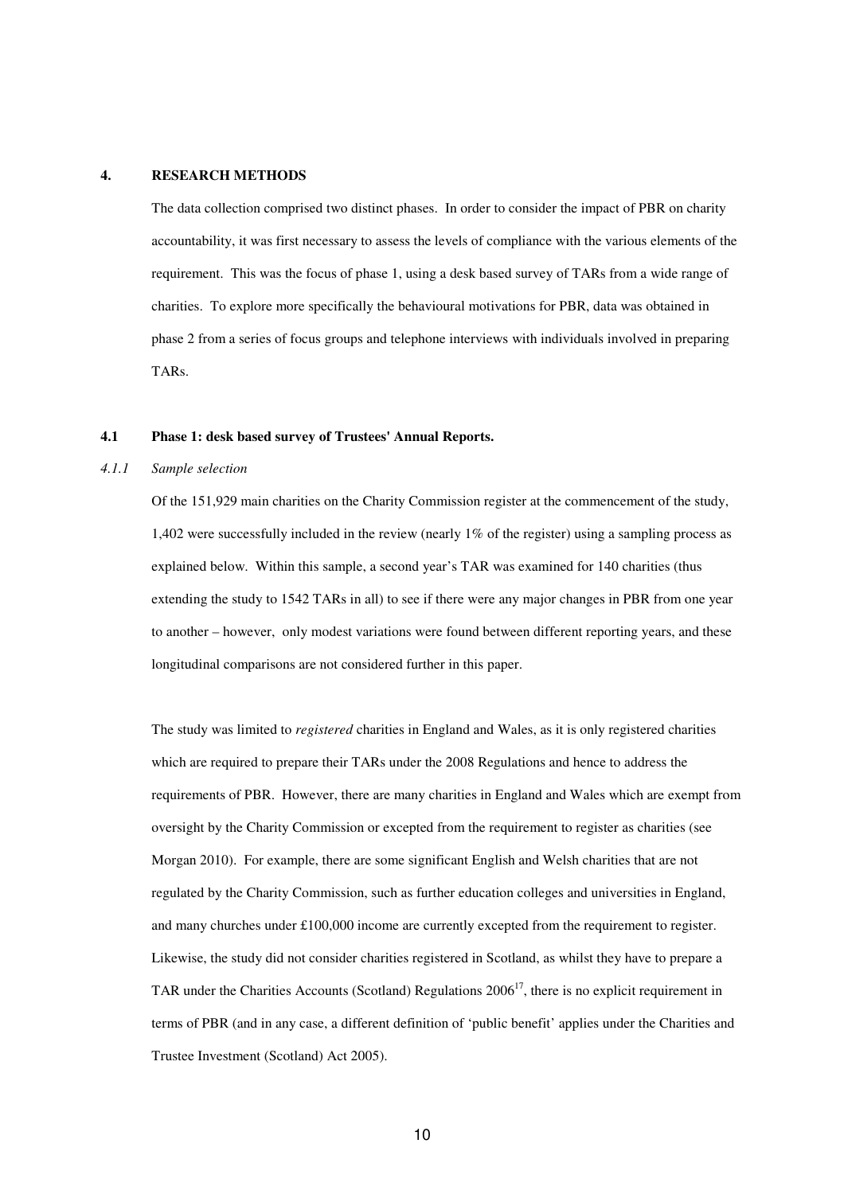## 4. RESEARCH METHODS

The data collection comprised two distinct phases. In order to consider the impact of PBR on charity accountability, it was first necessary to assess the levels of compliance with the various elements of the requirement. This was the focus of phase 1, using a desk based survey of TARs from a wide range of charities. To explore more specifically the behavioural motivations for PBR, data was obtained in phase 2 from a series of focus groups and telephone interviews with individuals involved in preparing TARs.

### 4.1 Phase 1: desk based survey of Trustees' Annual Reports.

#### *4.1.1 Sample selection*

Of the 151,929 main charities on the Charity Commission register at the commencement of the study, 1,402 were successfully included in the review (nearly 1% of the register) using a sampling process as explained below. Within this sample, a second year's TAR was examined for 140 charities (thus extending the study to 1542 TARs in all) to see if there were any major changes in PBR from one year to another – however, only modest variations were found between different reporting years, and these longitudinal comparisons are not considered further in this paper.

The study was limited to *registered* charities in England and Wales, as it is only registered charities which are required to prepare their TARs under the 2008 Regulations and hence to address the requirements of PBR. However, there are many charities in England and Wales which are exempt from oversight by the Charity Commission or excepted from the requirement to register as charities (see Morgan 2010). For example, there are some significant English and Welsh charities that are not regulated by the Charity Commission, such as further education colleges and universities in England, and many churches under £100,000 income are currently excepted from the requirement to register. Likewise, the study did not consider charities registered in Scotland, as whilst they have to prepare a TAR under the Charities Accounts (Scotland) Regulations 2006[17], there is no explicit requirement in terms of PBR (and in any case, a different definition of 'public benefit' applies under the Charities and Trustee Investment (Scotland) Act 2005).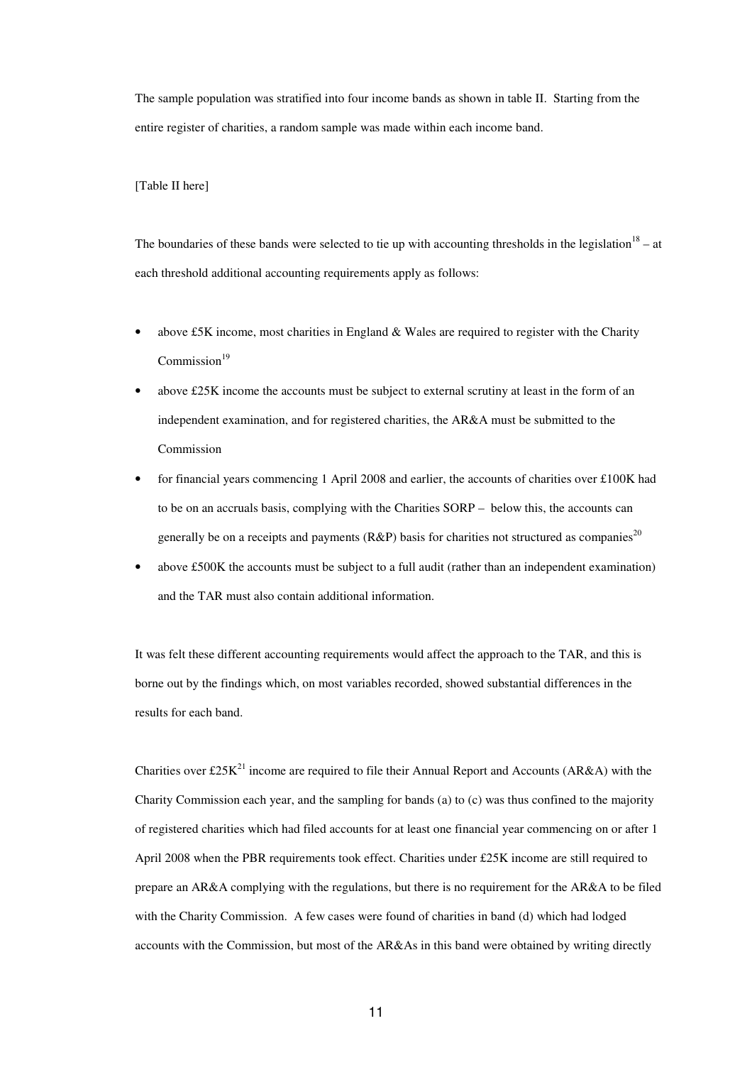The sample population was stratified into four income bands as shown in table II. Starting from the entire register of charities, a random sample was made within each income band.

[Table II here]

The boundaries of these bands were selected to tie up with accounting thresholds in the legislation[18] – at each threshold additional accounting requirements apply as follows:

- above £5K income, most charities in England & Wales are required to register with the Charity Commission[19]
- above £25K income the accounts must be subject to external scrutiny at least in the form of an independent examination, and for registered charities, the AR&A must be submitted to the Commission
- for financial years commencing 1 April 2008 and earlier, the accounts of charities over £100K had to be on an accruals basis, complying with the Charities SORP – below this, the accounts can generally be on a receipts and payments (R&P) basis for charities not structured as companies[20]
- above £500K the accounts must be subject to a full audit (rather than an independent examination) and the TAR must also contain additional information.

It was felt these different accounting requirements would affect the approach to the TAR, and this is borne out by the findings which, on most variables recorded, showed substantial differences in the results for each band.

Charities over £25K[21] income are required to file their Annual Report and Accounts (AR&A) with the Charity Commission each year, and the sampling for bands (a) to (c) was thus confined to the majority of registered charities which had filed accounts for at least one financial year commencing on or after 1 April 2008 when the PBR requirements took effect. Charities under £25K income are still required to prepare an AR&A complying with the regulations, but there is no requirement for the AR&A to be filed with the Charity Commission. A few cases were found of charities in band (d) which had lodged accounts with the Commission, but most of the AR&As in this band were obtained by writing directly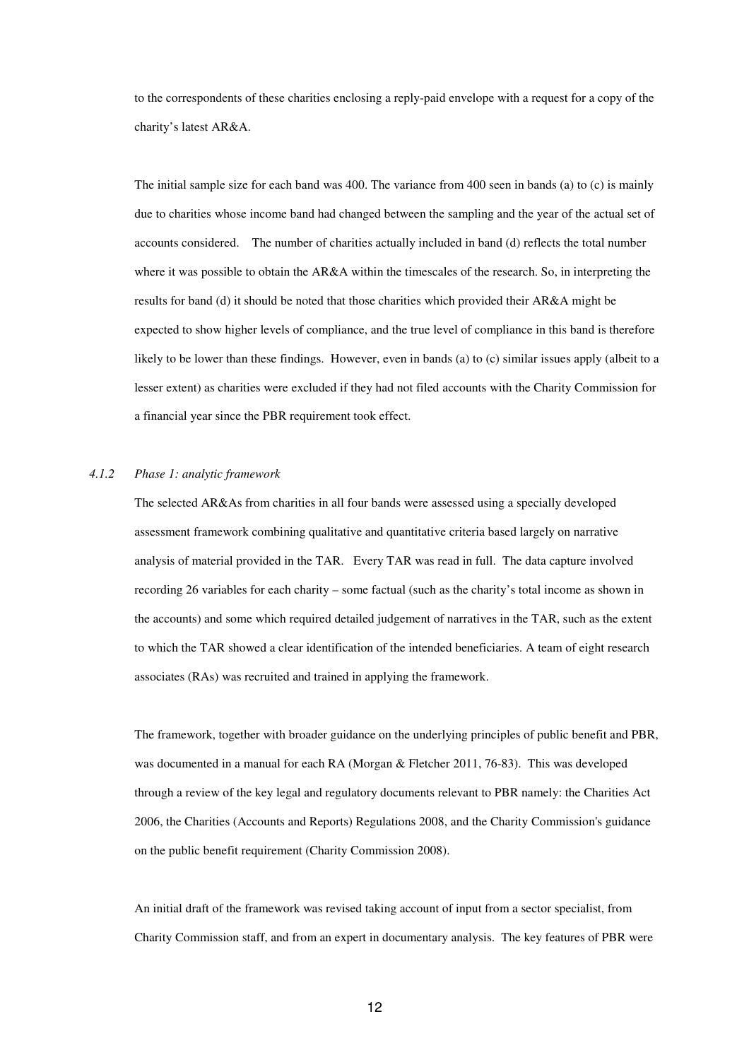to the correspondents of these charities enclosing a reply-paid envelope with a request for a copy of the charity's latest AR&A.

The initial sample size for each band was 400. The variance from 400 seen in bands (a) to (c) is mainly due to charities whose income band had changed between the sampling and the year of the actual set of accounts considered. The number of charities actually included in band (d) reflects the total number where it was possible to obtain the AR&A within the timescales of the research. So, in interpreting the results for band (d) it should be noted that those charities which provided their AR&A might be expected to show higher levels of compliance, and the true level of compliance in this band is therefore likely to be lower than these findings. However, even in bands (a) to (c) similar issues apply (albeit to a lesser extent) as charities were excluded if they had not filed accounts with the Charity Commission for a financial year since the PBR requirement took effect.

#### *4.1.2 Phase 1: analytic framework*

The selected AR&As from charities in all four bands were assessed using a specially developed assessment framework combining qualitative and quantitative criteria based largely on narrative analysis of material provided in the TAR. Every TAR was read in full. The data capture involved recording 26 variables for each charity – some factual (such as the charity's total income as shown in the accounts) and some which required detailed judgement of narratives in the TAR, such as the extent to which the TAR showed a clear identification of the intended beneficiaries. A team of eight research associates (RAs) was recruited and trained in applying the framework.

The framework, together with broader guidance on the underlying principles of public benefit and PBR, was documented in a manual for each RA (Morgan & Fletcher 2011, 76-83). This was developed through a review of the key legal and regulatory documents relevant to PBR namely: the Charities Act 2006, the Charities (Accounts and Reports) Regulations 2008, and the Charity Commission's guidance on the public benefit requirement (Charity Commission 2008).

An initial draft of the framework was revised taking account of input from a sector specialist, from Charity Commission staff, and from an expert in documentary analysis. The key features of PBR were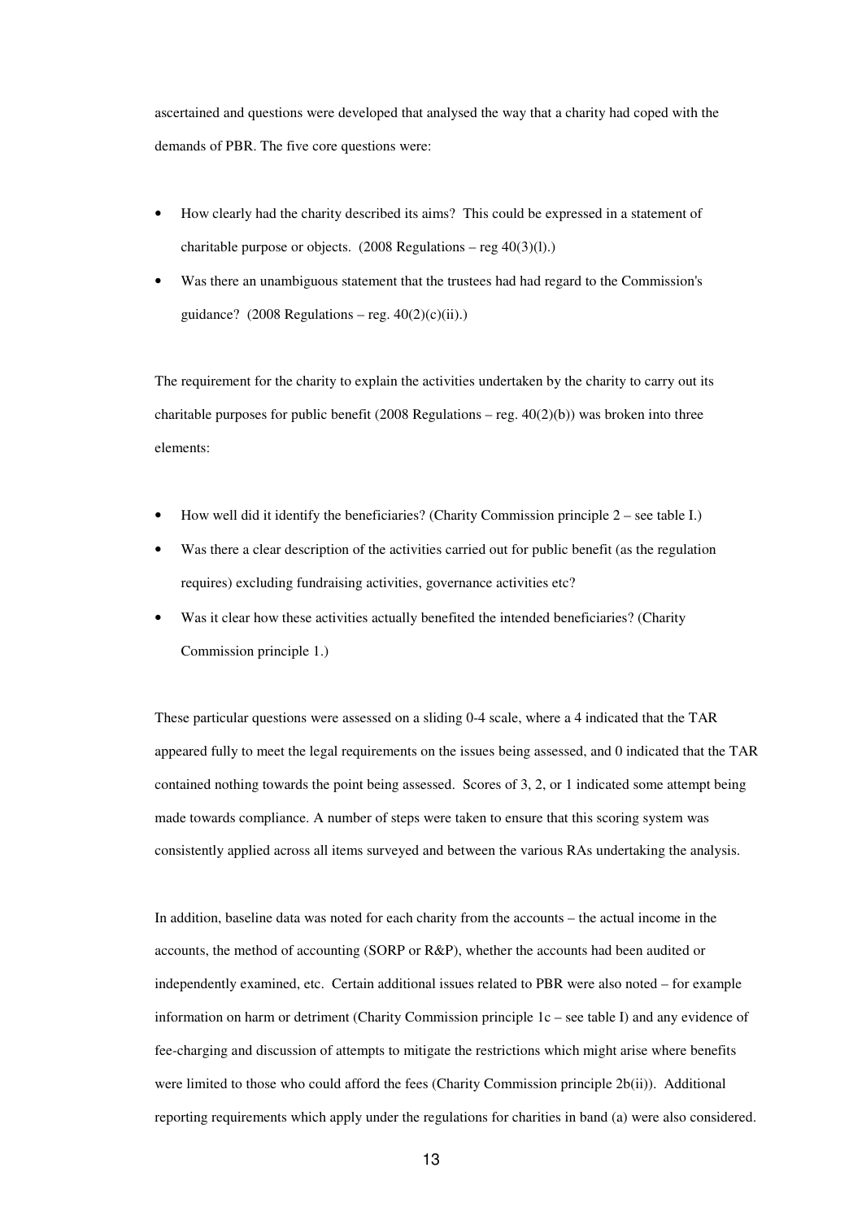ascertained and questions were developed that analysed the way that a charity had coped with the demands of PBR. The five core questions were:

- How clearly had the charity described its aims? This could be expressed in a statement of charitable purpose or objects. (2008 Regulations – reg 40(3)(l).)
- Was there an unambiguous statement that the trustees had had regard to the Commission's guidance? (2008 Regulations – reg. 40(2)(c)(ii).)

The requirement for the charity to explain the activities undertaken by the charity to carry out its charitable purposes for public benefit (2008 Regulations – reg. 40(2)(b)) was broken into three elements:

- How well did it identify the beneficiaries? (Charity Commission principle 2 – see table I.)
- Was there a clear description of the activities carried out for public benefit (as the regulation requires) excluding fundraising activities, governance activities etc?
- Was it clear how these activities actually benefited the intended beneficiaries? (Charity Commission principle 1.)

These particular questions were assessed on a sliding 0-4 scale, where a 4 indicated that the TAR appeared fully to meet the legal requirements on the issues being assessed, and 0 indicated that the TAR contained nothing towards the point being assessed. Scores of 3, 2, or 1 indicated some attempt being made towards compliance. A number of steps were taken to ensure that this scoring system was consistently applied across all items surveyed and between the various RAs undertaking the analysis.

In addition, baseline data was noted for each charity from the accounts – the actual income in the accounts, the method of accounting (SORP or R&P), whether the accounts had been audited or independently examined, etc. Certain additional issues related to PBR were also noted – for example information on harm or detriment (Charity Commission principle 1c – see table I) and any evidence of fee-charging and discussion of attempts to mitigate the restrictions which might arise where benefits were limited to those who could afford the fees (Charity Commission principle 2b(ii)). Additional reporting requirements which apply under the regulations for charities in band (a) were also considered.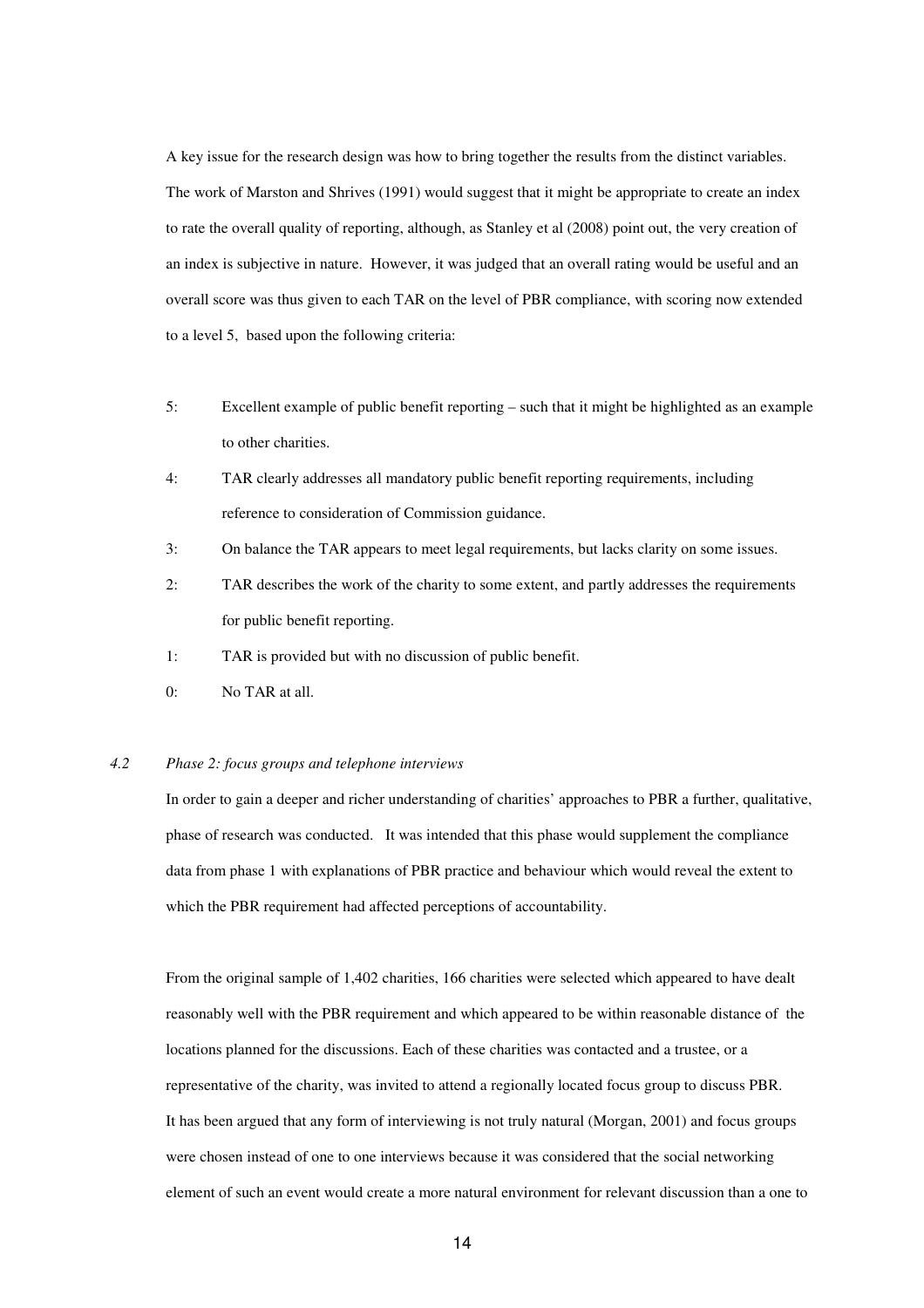A key issue for the research design was how to bring together the results from the distinct variables. The work of Marston and Shrives (1991) would suggest that it might be appropriate to create an index to rate the overall quality of reporting, although, as Stanley et al (2008) point out, the very creation of an index is subjective in nature. However, it was judged that an overall rating would be useful and an overall score was thus given to each TAR on the level of PBR compliance, with scoring now extended to a level 5, based upon the following criteria:

- 5: Excellent example of public benefit reporting – such that it might be highlighted as an example to other charities.
- 4: TAR clearly addresses all mandatory public benefit reporting requirements, including reference to consideration of Commission guidance.
- 3: On balance the TAR appears to meet legal requirements, but lacks clarity on some issues.
- 2: TAR describes the work of the charity to some extent, and partly addresses the requirements for public benefit reporting.
- 1: TAR is provided but with no discussion of public benefit.
- 0: No TAR at all.

### 4.2 *Phase 2: focus groups and telephone interviews*

In order to gain a deeper and richer understanding of charities' approaches to PBR a further, qualitative, phase of research was conducted. It was intended that this phase would supplement the compliance data from phase 1 with explanations of PBR practice and behaviour which would reveal the extent to which the PBR requirement had affected perceptions of accountability.

From the original sample of 1,402 charities, 166 charities were selected which appeared to have dealt reasonably well with the PBR requirement and which appeared to be within reasonable distance of the locations planned for the discussions. Each of these charities was contacted and a trustee, or a representative of the charity, was invited to attend a regionally located focus group to discuss PBR. It has been argued that any form of interviewing is not truly natural (Morgan, 2001) and focus groups were chosen instead of one to one interviews because it was considered that the social networking element of such an event would create a more natural environment for relevant discussion than a one to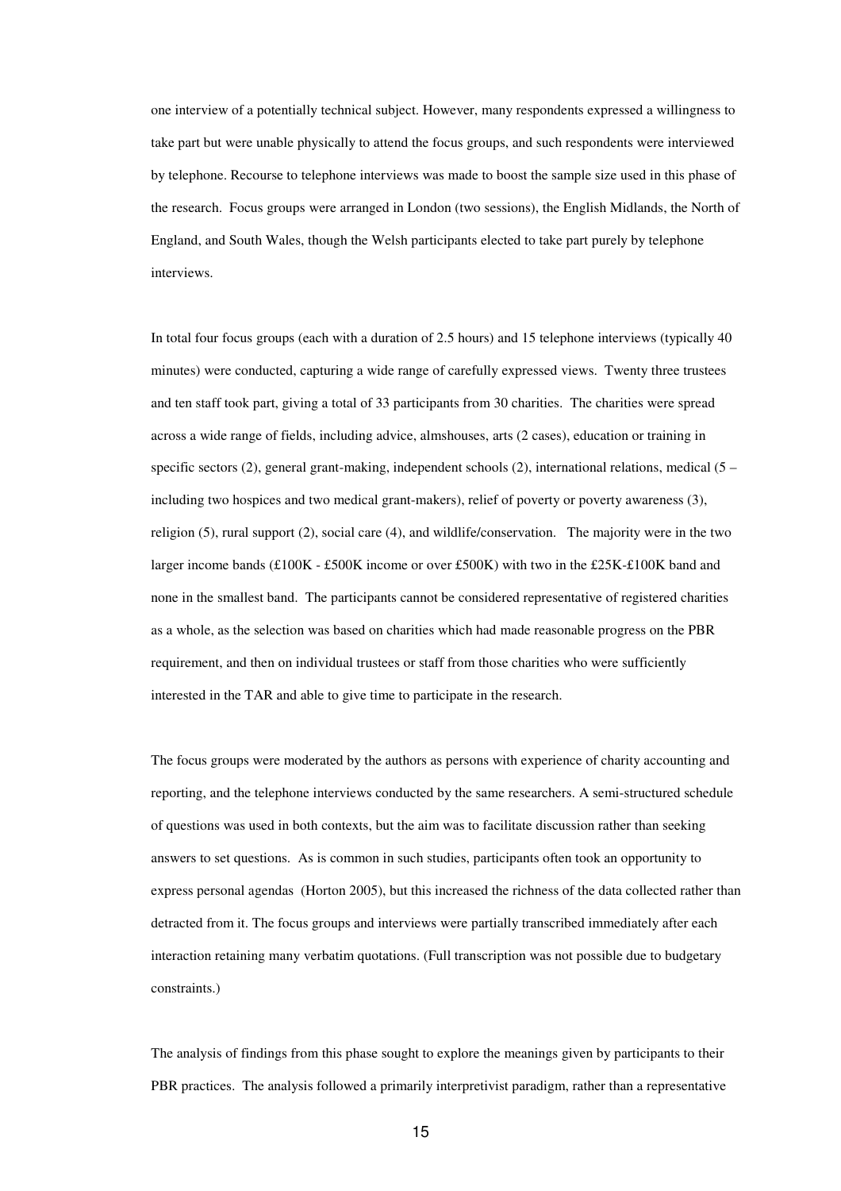one interview of a potentially technical subject. However, many respondents expressed a willingness to take part but were unable physically to attend the focus groups, and such respondents were interviewed by telephone. Recourse to telephone interviews was made to boost the sample size used in this phase of the research. Focus groups were arranged in London (two sessions), the English Midlands, the North of England, and South Wales, though the Welsh participants elected to take part purely by telephone interviews.

In total four focus groups (each with a duration of 2.5 hours) and 15 telephone interviews (typically 40 minutes) were conducted, capturing a wide range of carefully expressed views. Twenty three trustees and ten staff took part, giving a total of 33 participants from 30 charities. The charities were spread across a wide range of fields, including advice, almshouses, arts (2 cases), education or training in specific sectors (2), general grant-making, independent schools (2), international relations, medical (5 – including two hospices and two medical grant-makers), relief of poverty or poverty awareness (3), religion (5), rural support (2), social care (4), and wildlife/conservation. The majority were in the two larger income bands (£100K - £500K income or over £500K) with two in the £25K-£100K band and none in the smallest band. The participants cannot be considered representative of registered charities as a whole, as the selection was based on charities which had made reasonable progress on the PBR requirement, and then on individual trustees or staff from those charities who were sufficiently interested in the TAR and able to give time to participate in the research.

The focus groups were moderated by the authors as persons with experience of charity accounting and reporting, and the telephone interviews conducted by the same researchers. A semi-structured schedule of questions was used in both contexts, but the aim was to facilitate discussion rather than seeking answers to set questions. As is common in such studies, participants often took an opportunity to express personal agendas (Horton 2005), but this increased the richness of the data collected rather than detracted from it. The focus groups and interviews were partially transcribed immediately after each interaction retaining many verbatim quotations. (Full transcription was not possible due to budgetary constraints.)

The analysis of findings from this phase sought to explore the meanings given by participants to their PBR practices. The analysis followed a primarily interpretivist paradigm, rather than a representative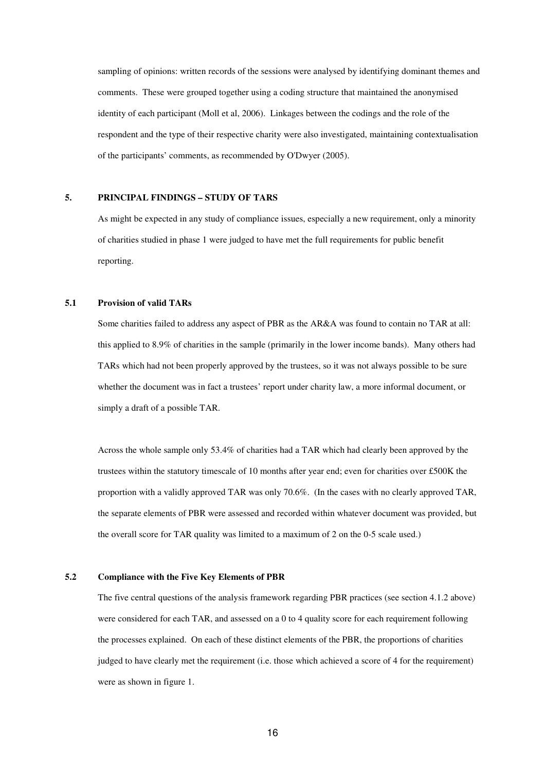sampling of opinions: written records of the sessions were analysed by identifying dominant themes and comments. These were grouped together using a coding structure that maintained the anonymised identity of each participant (Moll et al, 2006). Linkages between the codings and the role of the respondent and the type of their respective charity were also investigated, maintaining contextualisation of the participants' comments, as recommended by O'Dwyer (2005).

## 5. PRINCIPAL FINDINGS – STUDY OF TARS

As might be expected in any study of compliance issues, especially a new requirement, only a minority of charities studied in phase 1 were judged to have met the full requirements for public benefit reporting.

### 5.1 Provision of valid TARs

Some charities failed to address any aspect of PBR as the AR&A was found to contain no TAR at all: this applied to 8.9% of charities in the sample (primarily in the lower income bands). Many others had TARs which had not been properly approved by the trustees, so it was not always possible to be sure whether the document was in fact a trustees' report under charity law, a more informal document, or simply a draft of a possible TAR.

Across the whole sample only 53.4% of charities had a TAR which had clearly been approved by the trustees within the statutory timescale of 10 months after year end; even for charities over £500K the proportion with a validly approved TAR was only 70.6%. (In the cases with no clearly approved TAR, the separate elements of PBR were assessed and recorded within whatever document was provided, but the overall score for TAR quality was limited to a maximum of 2 on the 0-5 scale used.)

### 5.2 Compliance with the Five Key Elements of PBR

The five central questions of the analysis framework regarding PBR practices (see section 4.1.2 above) were considered for each TAR, and assessed on a 0 to 4 quality score for each requirement following the processes explained. On each of these distinct elements of the PBR, the proportions of charities judged to have clearly met the requirement (i.e. those which achieved a score of 4 for the requirement) were as shown in figure 1.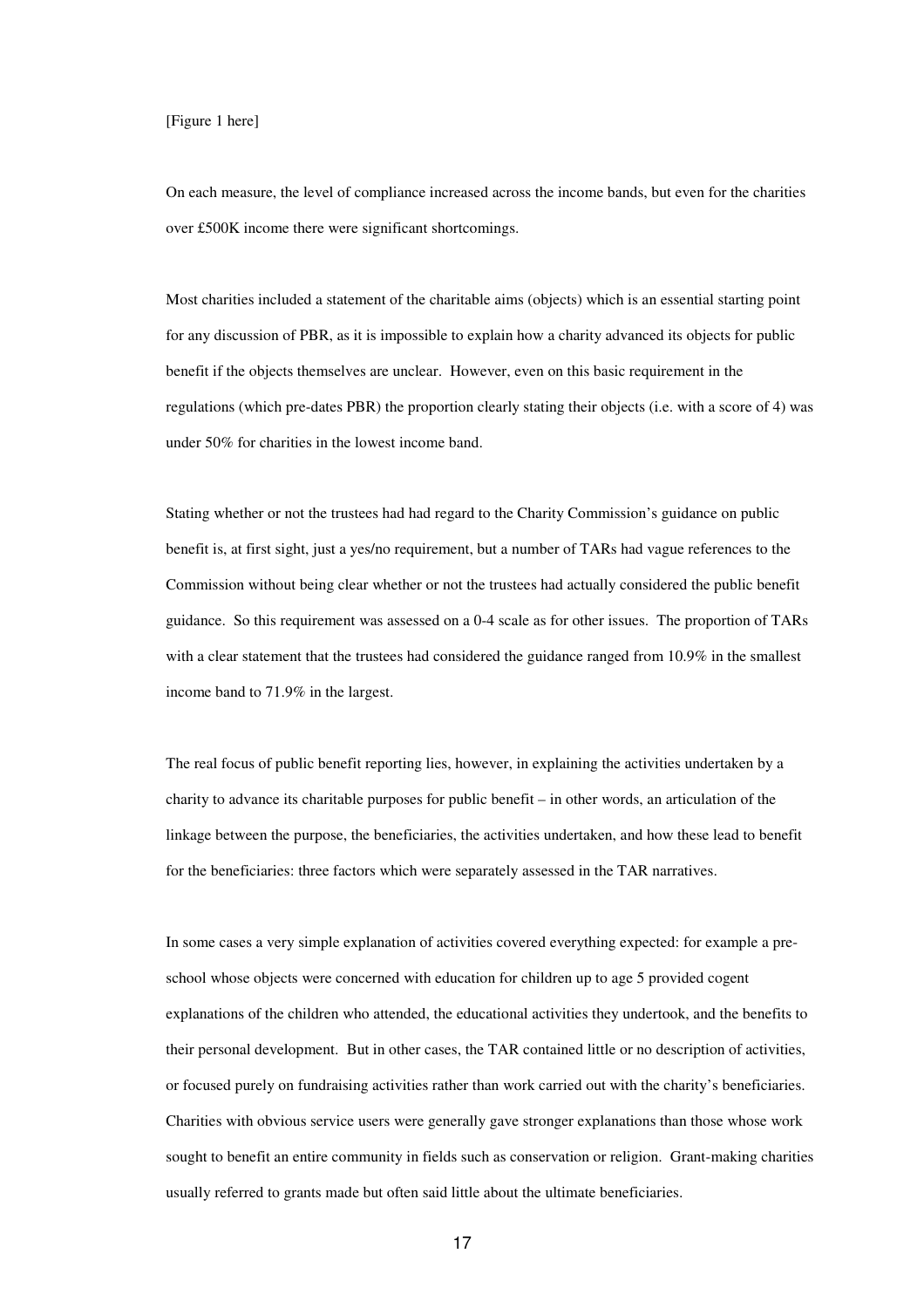[Figure 1 here]

On each measure, the level of compliance increased across the income bands, but even for the charities over £500K income there were significant shortcomings.

Most charities included a statement of the charitable aims (objects) which is an essential starting point for any discussion of PBR, as it is impossible to explain how a charity advanced its objects for public benefit if the objects themselves are unclear. However, even on this basic requirement in the regulations (which pre-dates PBR) the proportion clearly stating their objects (i.e. with a score of 4) was under 50% for charities in the lowest income band.

Stating whether or not the trustees had had regard to the Charity Commission's guidance on public benefit is, at first sight, just a yes/no requirement, but a number of TARs had vague references to the Commission without being clear whether or not the trustees had actually considered the public benefit guidance. So this requirement was assessed on a 0-4 scale as for other issues. The proportion of TARs with a clear statement that the trustees had considered the guidance ranged from 10.9% in the smallest income band to 71.9% in the largest.

The real focus of public benefit reporting lies, however, in explaining the activities undertaken by a charity to advance its charitable purposes for public benefit – in other words, an articulation of the linkage between the purpose, the beneficiaries, the activities undertaken, and how these lead to benefit for the beneficiaries: three factors which were separately assessed in the TAR narratives.

In some cases a very simple explanation of activities covered everything expected: for example a pre-school whose objects were concerned with education for children up to age 5 provided cogent explanations of the children who attended, the educational activities they undertook, and the benefits to their personal development. But in other cases, the TAR contained little or no description of activities, or focused purely on fundraising activities rather than work carried out with the charity's beneficiaries. Charities with obvious service users were generally gave stronger explanations than those whose work sought to benefit an entire community in fields such as conservation or religion. Grant-making charities usually referred to grants made but often said little about the ultimate beneficiaries.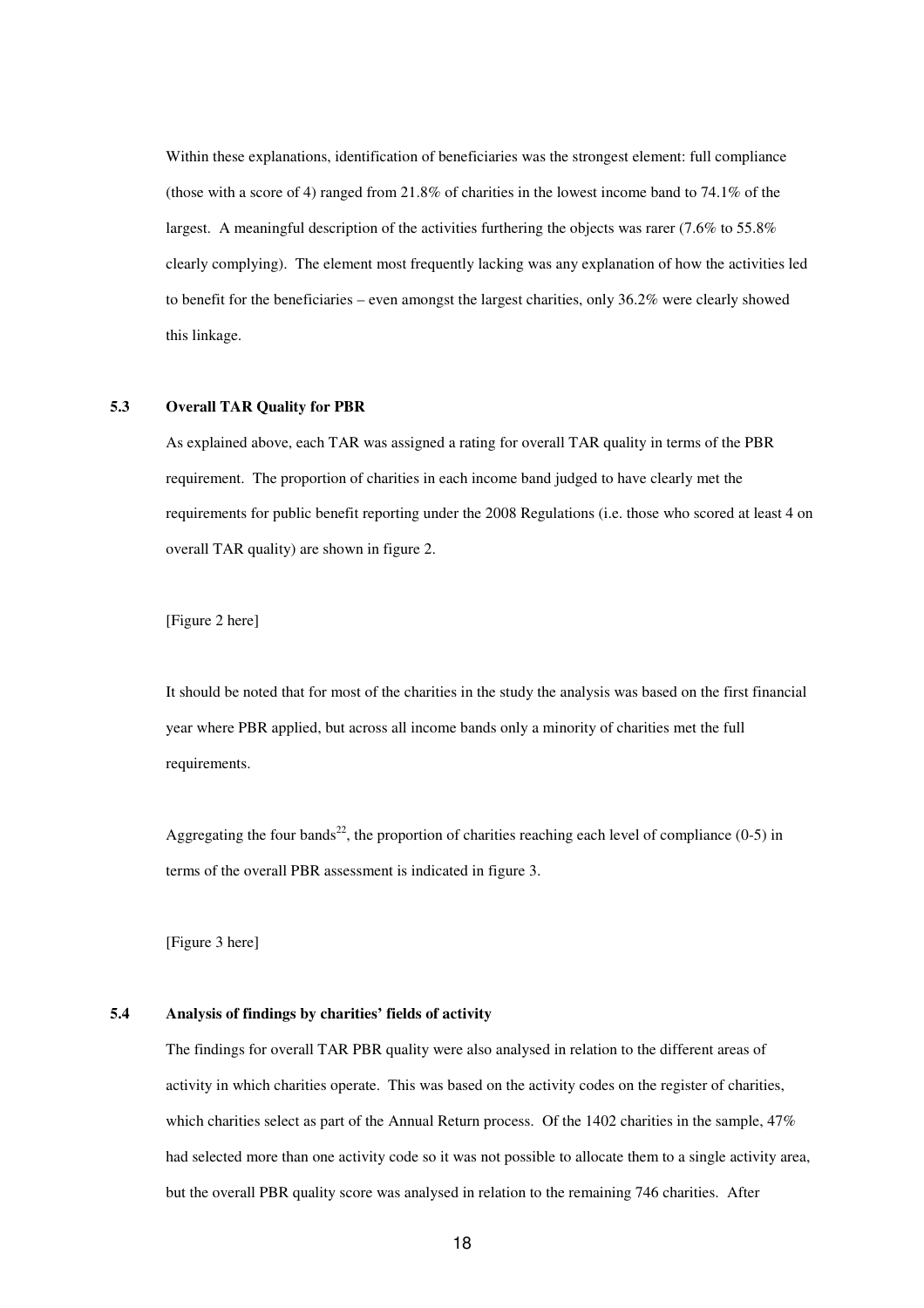Within these explanations, identification of beneficiaries was the strongest element: full compliance (those with a score of 4) ranged from 21.8% of charities in the lowest income band to 74.1% of the largest. A meaningful description of the activities furthering the objects was rarer (7.6% to 55.8% clearly complying). The element most frequently lacking was any explanation of how the activities led to benefit for the beneficiaries – even amongst the largest charities, only 36.2% were clearly showed this linkage.

### 5.3 Overall TAR Quality for PBR

As explained above, each TAR was assigned a rating for overall TAR quality in terms of the PBR requirement. The proportion of charities in each income band judged to have clearly met the requirements for public benefit reporting under the 2008 Regulations (i.e. those who scored at least 4 on overall TAR quality) are shown in figure 2.

[Figure 2 here]

It should be noted that for most of the charities in the study the analysis was based on the first financial year where PBR applied, but across all income bands only a minority of charities met the full requirements.

Aggregating the four bands[22], the proportion of charities reaching each level of compliance (0-5) in terms of the overall PBR assessment is indicated in figure 3.

[Figure 3 here]

### 5.4 Analysis of findings by charities' fields of activity

The findings for overall TAR PBR quality were also analysed in relation to the different areas of activity in which charities operate. This was based on the activity codes on the register of charities, which charities select as part of the Annual Return process. Of the 1402 charities in the sample, 47% had selected more than one activity code so it was not possible to allocate them to a single activity area, but the overall PBR quality score was analysed in relation to the remaining 746 charities. After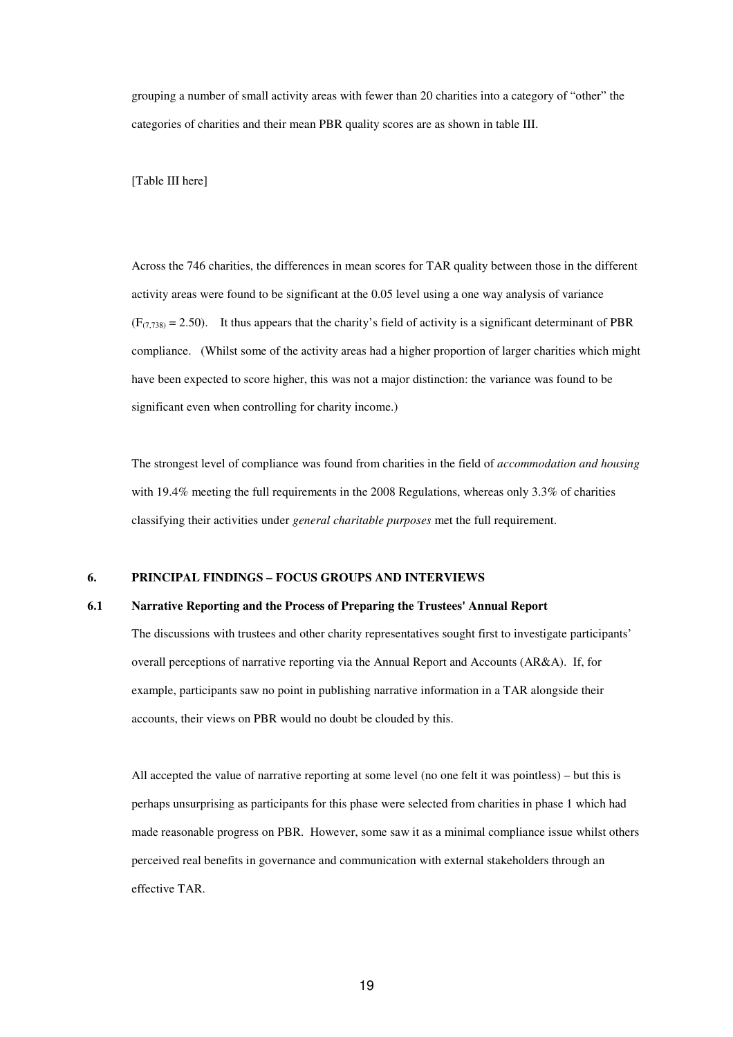grouping a number of small activity areas with fewer than 20 charities into a category of "other" the categories of charities and their mean PBR quality scores are as shown in table III.

[Table III here]

Across the 746 charities, the differences in mean scores for TAR quality between those in the different activity areas were found to be significant at the 0.05 level using a one way analysis of variance ($F_{(7,738)} = 2.50$). It thus appears that the charity's field of activity is a significant determinant of PBR compliance. (Whilst some of the activity areas had a higher proportion of larger charities which might have been expected to score higher, this was not a major distinction: the variance was found to be significant even when controlling for charity income.)

The strongest level of compliance was found from charities in the field of *accommodation and housing* with 19.4% meeting the full requirements in the 2008 Regulations, whereas only 3.3% of charities classifying their activities under *general charitable purposes* met the full requirement.

## 6. PRINCIPAL FINDINGS – FOCUS GROUPS AND INTERVIEWS

### 6.1 Narrative Reporting and the Process of Preparing the Trustees' Annual Report

The discussions with trustees and other charity representatives sought first to investigate participants' overall perceptions of narrative reporting via the Annual Report and Accounts (AR&A). If, for example, participants saw no point in publishing narrative information in a TAR alongside their accounts, their views on PBR would no doubt be clouded by this.

All accepted the value of narrative reporting at some level (no one felt it was pointless) – but this is perhaps unsurprising as participants for this phase were selected from charities in phase 1 which had made reasonable progress on PBR. However, some saw it as a minimal compliance issue whilst others perceived real benefits in governance and communication with external stakeholders through an effective TAR.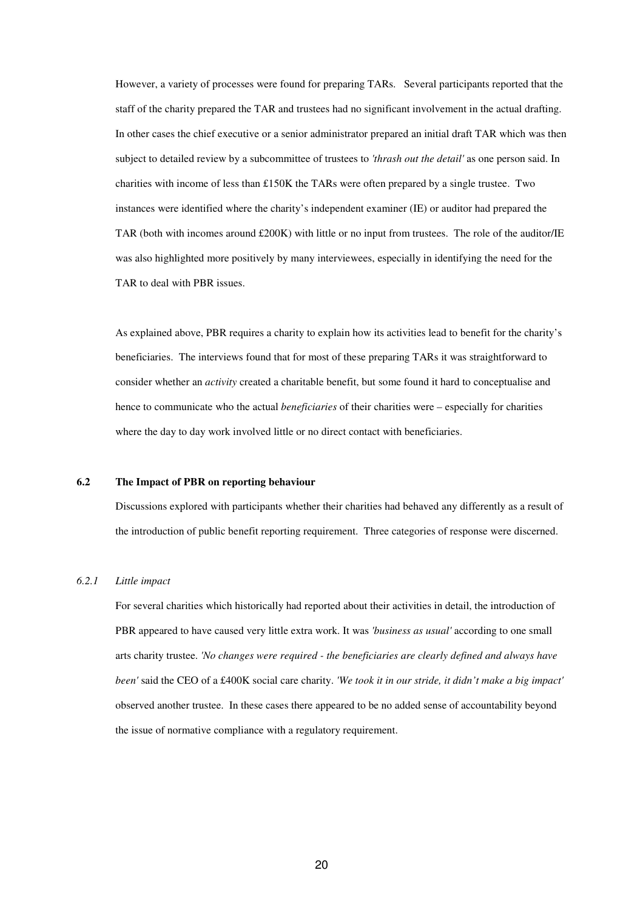However, a variety of processes were found for preparing TARs. Several participants reported that the staff of the charity prepared the TAR and trustees had no significant involvement in the actual drafting. In other cases the chief executive or a senior administrator prepared an initial draft TAR which was then subject to detailed review by a subcommittee of trustees to *'thrash out the detail'* as one person said. In charities with income of less than £150K the TARs were often prepared by a single trustee. Two instances were identified where the charity's independent examiner (IE) or auditor had prepared the TAR (both with incomes around £200K) with little or no input from trustees. The role of the auditor/IE was also highlighted more positively by many interviewees, especially in identifying the need for the TAR to deal with PBR issues.

As explained above, PBR requires a charity to explain how its activities lead to benefit for the charity's beneficiaries. The interviews found that for most of these preparing TARs it was straightforward to consider whether an *activity* created a charitable benefit, but some found it hard to conceptualise and hence to communicate who the actual *beneficiaries* of their charities were – especially for charities where the day to day work involved little or no direct contact with beneficiaries.

## 6.2 The Impact of PBR on reporting behaviour

Discussions explored with participants whether their charities had behaved any differently as a result of the introduction of public benefit reporting requirement. Three categories of response were discerned.

### *6.2.1 Little impact*

For several charities which historically had reported about their activities in detail, the introduction of PBR appeared to have caused very little extra work. It was *'business as usual'* according to one small arts charity trustee. *'No changes were required - the beneficiaries are clearly defined and always have been'* said the CEO of a £400K social care charity. *'We took it in our stride, it didn't make a big impact'* observed another trustee. In these cases there appeared to be no added sense of accountability beyond the issue of normative compliance with a regulatory requirement.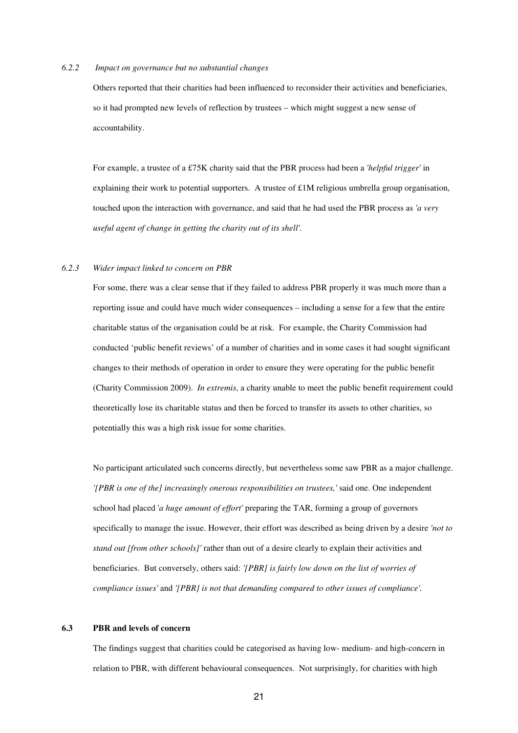#### *6.2.2 Impact on governance but no substantial changes*

Others reported that their charities had been influenced to reconsider their activities and beneficiaries, so it had prompted new levels of reflection by trustees – which might suggest a new sense of accountability.

For example, a trustee of a £75K charity said that the PBR process had been a *'helpful trigger'* in explaining their work to potential supporters. A trustee of £1M religious umbrella group organisation, touched upon the interaction with governance, and said that he had used the PBR process as *'a very useful agent of change in getting the charity out of its shell'.*

#### *6.2.3 Wider impact linked to concern on PBR*

For some, there was a clear sense that if they failed to address PBR properly it was much more than a reporting issue and could have much wider consequences – including a sense for a few that the entire charitable status of the organisation could be at risk. For example, the Charity Commission had conducted 'public benefit reviews' of a number of charities and in some cases it had sought significant changes to their methods of operation in order to ensure they were operating for the public benefit (Charity Commission 2009). *In extremis*, a charity unable to meet the public benefit requirement could theoretically lose its charitable status and then be forced to transfer its assets to other charities, so potentially this was a high risk issue for some charities.

No participant articulated such concerns directly, but nevertheless some saw PBR as a major challenge. *'[PBR is one of the] increasingly onerous responsibilities on trustees,'* said one. One independent school had placed *'a huge amount of effort'* preparing the TAR, forming a group of governors specifically to manage the issue. However, their effort was described as being driven by a desire *'not to stand out [from other schools]'* rather than out of a desire clearly to explain their activities and beneficiaries. But conversely, others said: *'[PBR] is fairly low down on the list of worries of compliance issues'* and *'[PBR] is not that demanding compared to other issues of compliance'.*

### **6.3 PBR and levels of concern**

The findings suggest that charities could be categorised as having low- medium- and high-concern in relation to PBR, with different behavioural consequences. Not surprisingly, for charities with high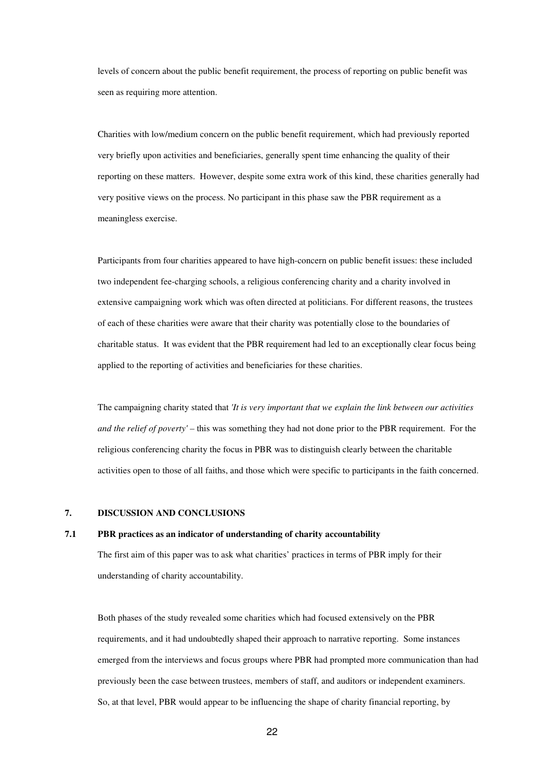levels of concern about the public benefit requirement, the process of reporting on public benefit was seen as requiring more attention.

Charities with low/medium concern on the public benefit requirement, which had previously reported very briefly upon activities and beneficiaries, generally spent time enhancing the quality of their reporting on these matters. However, despite some extra work of this kind, these charities generally had very positive views on the process. No participant in this phase saw the PBR requirement as a meaningless exercise.

Participants from four charities appeared to have high-concern on public benefit issues: these included two independent fee-charging schools, a religious conferencing charity and a charity involved in extensive campaigning work which was often directed at politicians. For different reasons, the trustees of each of these charities were aware that their charity was potentially close to the boundaries of charitable status. It was evident that the PBR requirement had led to an exceptionally clear focus being applied to the reporting of activities and beneficiaries for these charities.

The campaigning charity stated that *'It is very important that we explain the link between our activities and the relief of poverty'* – this was something they had not done prior to the PBR requirement. For the religious conferencing charity the focus in PBR was to distinguish clearly between the charitable activities open to those of all faiths, and those which were specific to participants in the faith concerned.

## 7. DISCUSSION AND CONCLUSIONS

### 7.1 PBR practices as an indicator of understanding of charity accountability

The first aim of this paper was to ask what charities' practices in terms of PBR imply for their understanding of charity accountability.

Both phases of the study revealed some charities which had focused extensively on the PBR requirements, and it had undoubtedly shaped their approach to narrative reporting. Some instances emerged from the interviews and focus groups where PBR had prompted more communication than had previously been the case between trustees, members of staff, and auditors or independent examiners. So, at that level, PBR would appear to be influencing the shape of charity financial reporting, by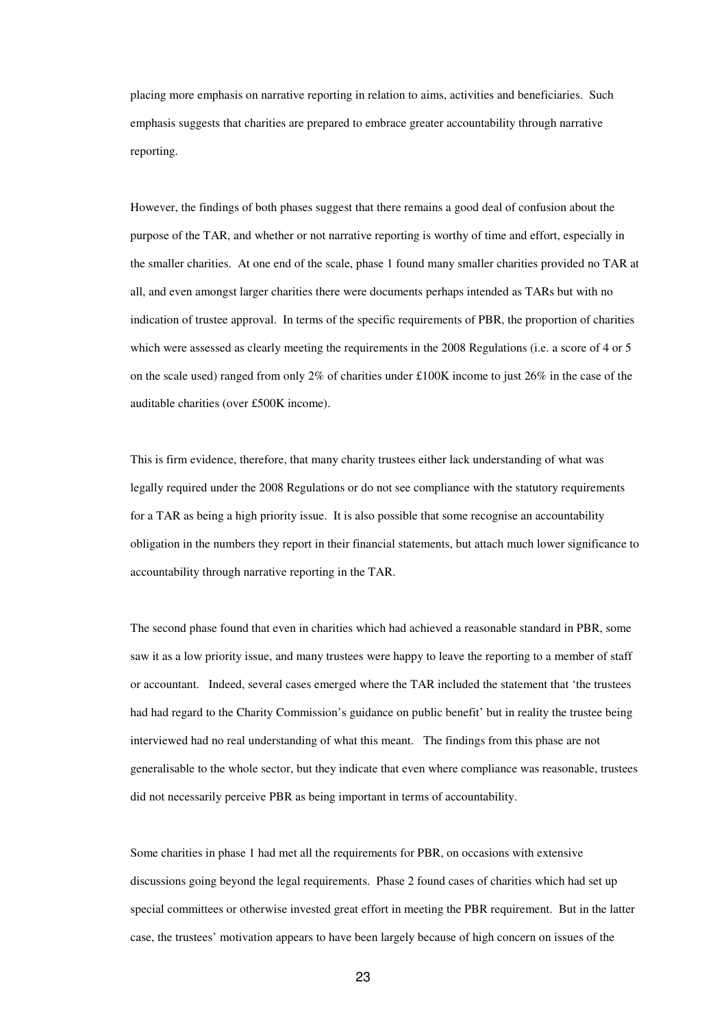placing more emphasis on narrative reporting in relation to aims, activities and beneficiaries. Such emphasis suggests that charities are prepared to embrace greater accountability through narrative reporting.

However, the findings of both phases suggest that there remains a good deal of confusion about the purpose of the TAR, and whether or not narrative reporting is worthy of time and effort, especially in the smaller charities. At one end of the scale, phase 1 found many smaller charities provided no TAR at all, and even amongst larger charities there were documents perhaps intended as TARs but with no indication of trustee approval. In terms of the specific requirements of PBR, the proportion of charities which were assessed as clearly meeting the requirements in the 2008 Regulations (i.e. a score of 4 or 5 on the scale used) ranged from only 2% of charities under £100K income to just 26% in the case of the auditable charities (over £500K income).

This is firm evidence, therefore, that many charity trustees either lack understanding of what was legally required under the 2008 Regulations or do not see compliance with the statutory requirements for a TAR as being a high priority issue. It is also possible that some recognise an accountability obligation in the numbers they report in their financial statements, but attach much lower significance to accountability through narrative reporting in the TAR.

The second phase found that even in charities which had achieved a reasonable standard in PBR, some saw it as a low priority issue, and many trustees were happy to leave the reporting to a member of staff or accountant. Indeed, several cases emerged where the TAR included the statement that 'the trustees had had regard to the Charity Commission's guidance on public benefit' but in reality the trustee being interviewed had no real understanding of what this meant. The findings from this phase are not generalisable to the whole sector, but they indicate that even where compliance was reasonable, trustees did not necessarily perceive PBR as being important in terms of accountability.

Some charities in phase 1 had met all the requirements for PBR, on occasions with extensive discussions going beyond the legal requirements. Phase 2 found cases of charities which had set up special committees or otherwise invested great effort in meeting the PBR requirement. But in the latter case, the trustees' motivation appears to have been largely because of high concern on issues of the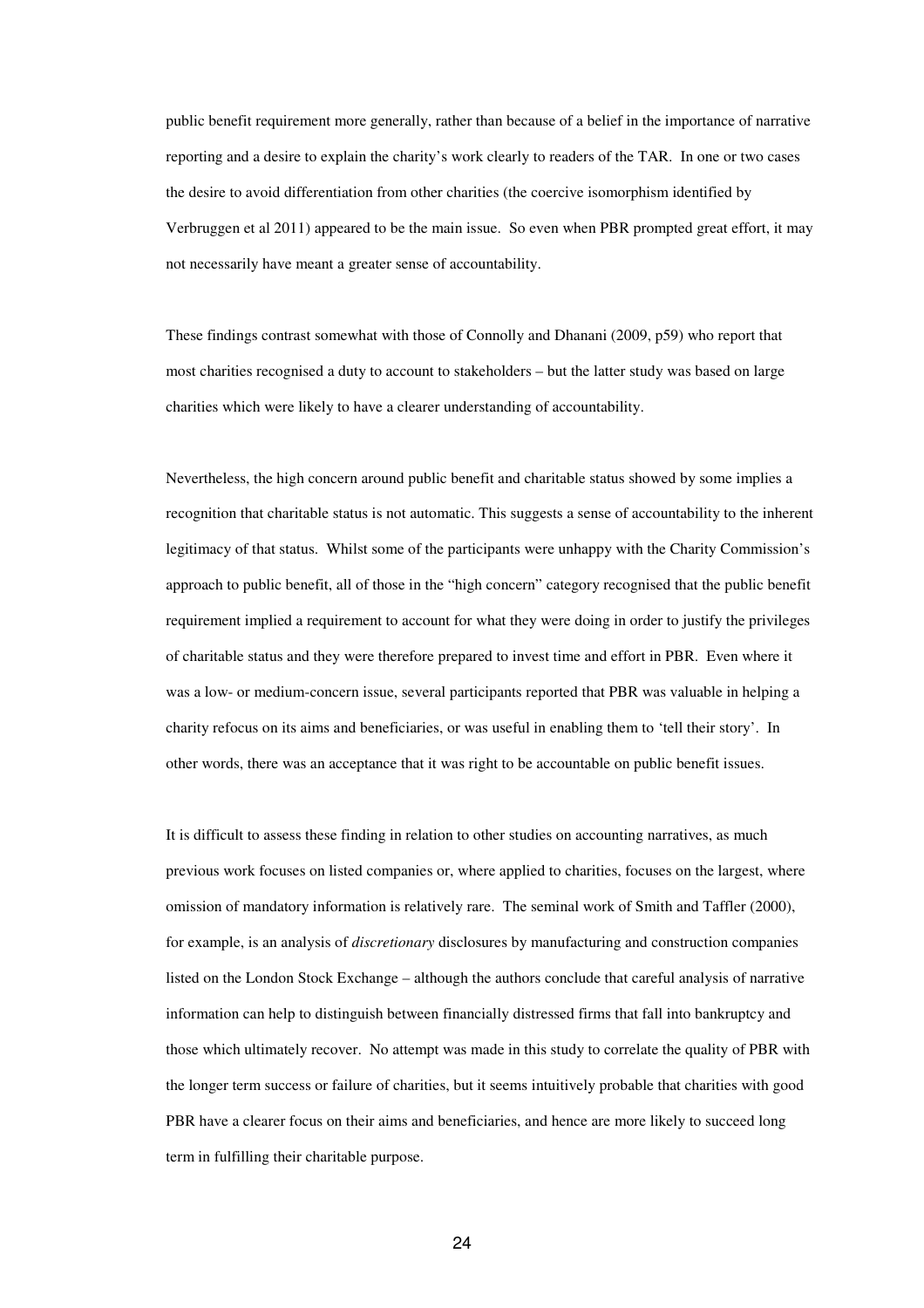public benefit requirement more generally, rather than because of a belief in the importance of narrative reporting and a desire to explain the charity's work clearly to readers of the TAR. In one or two cases the desire to avoid differentiation from other charities (the coercive isomorphism identified by Verbruggen et al 2011) appeared to be the main issue. So even when PBR prompted great effort, it may not necessarily have meant a greater sense of accountability.

These findings contrast somewhat with those of Connolly and Dhanani (2009, p59) who report that most charities recognised a duty to account to stakeholders – but the latter study was based on large charities which were likely to have a clearer understanding of accountability.

Nevertheless, the high concern around public benefit and charitable status showed by some implies a recognition that charitable status is not automatic. This suggests a sense of accountability to the inherent legitimacy of that status. Whilst some of the participants were unhappy with the Charity Commission's approach to public benefit, all of those in the "high concern" category recognised that the public benefit requirement implied a requirement to account for what they were doing in order to justify the privileges of charitable status and they were therefore prepared to invest time and effort in PBR. Even where it was a low- or medium-concern issue, several participants reported that PBR was valuable in helping a charity refocus on its aims and beneficiaries, or was useful in enabling them to 'tell their story'. In other words, there was an acceptance that it was right to be accountable on public benefit issues.

It is difficult to assess these finding in relation to other studies on accounting narratives, as much previous work focuses on listed companies or, where applied to charities, focuses on the largest, where omission of mandatory information is relatively rare. The seminal work of Smith and Taffler (2000), for example, is an analysis of *discretionary* disclosures by manufacturing and construction companies listed on the London Stock Exchange – although the authors conclude that careful analysis of narrative information can help to distinguish between financially distressed firms that fall into bankruptcy and those which ultimately recover. No attempt was made in this study to correlate the quality of PBR with the longer term success or failure of charities, but it seems intuitively probable that charities with good PBR have a clearer focus on their aims and beneficiaries, and hence are more likely to succeed long term in fulfilling their charitable purpose.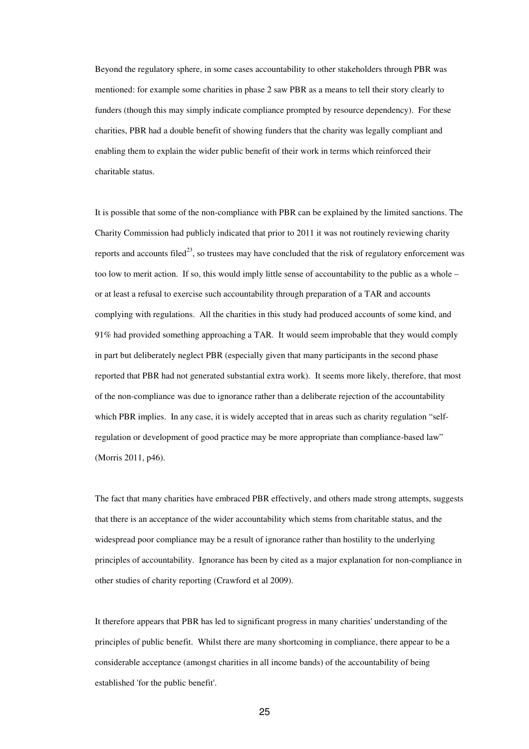Beyond the regulatory sphere, in some cases accountability to other stakeholders through PBR was mentioned: for example some charities in phase 2 saw PBR as a means to tell their story clearly to funders (though this may simply indicate compliance prompted by resource dependency). For these charities, PBR had a double benefit of showing funders that the charity was legally compliant and enabling them to explain the wider public benefit of their work in terms which reinforced their charitable status.

It is possible that some of the non-compliance with PBR can be explained by the limited sanctions. The Charity Commission had publicly indicated that prior to 2011 it was not routinely reviewing charity reports and accounts filed[23], so trustees may have concluded that the risk of regulatory enforcement was too low to merit action. If so, this would imply little sense of accountability to the public as a whole – or at least a refusal to exercise such accountability through preparation of a TAR and accounts complying with regulations. All the charities in this study had produced accounts of some kind, and 91% had provided something approaching a TAR. It would seem improbable that they would comply in part but deliberately neglect PBR (especially given that many participants in the second phase reported that PBR had not generated substantial extra work). It seems more likely, therefore, that most of the non-compliance was due to ignorance rather than a deliberate rejection of the accountability which PBR implies. In any case, it is widely accepted that in areas such as charity regulation "self-regulation or development of good practice may be more appropriate than compliance-based law" (Morris 2011, p46).

The fact that many charities have embraced PBR effectively, and others made strong attempts, suggests that there is an acceptance of the wider accountability which stems from charitable status, and the widespread poor compliance may be a result of ignorance rather than hostility to the underlying principles of accountability. Ignorance has been by cited as a major explanation for non-compliance in other studies of charity reporting (Crawford et al 2009).

It therefore appears that PBR has led to significant progress in many charities' understanding of the principles of public benefit. Whilst there are many shortcoming in compliance, there appear to be a considerable acceptance (amongst charities in all income bands) of the accountability of being established 'for the public benefit'.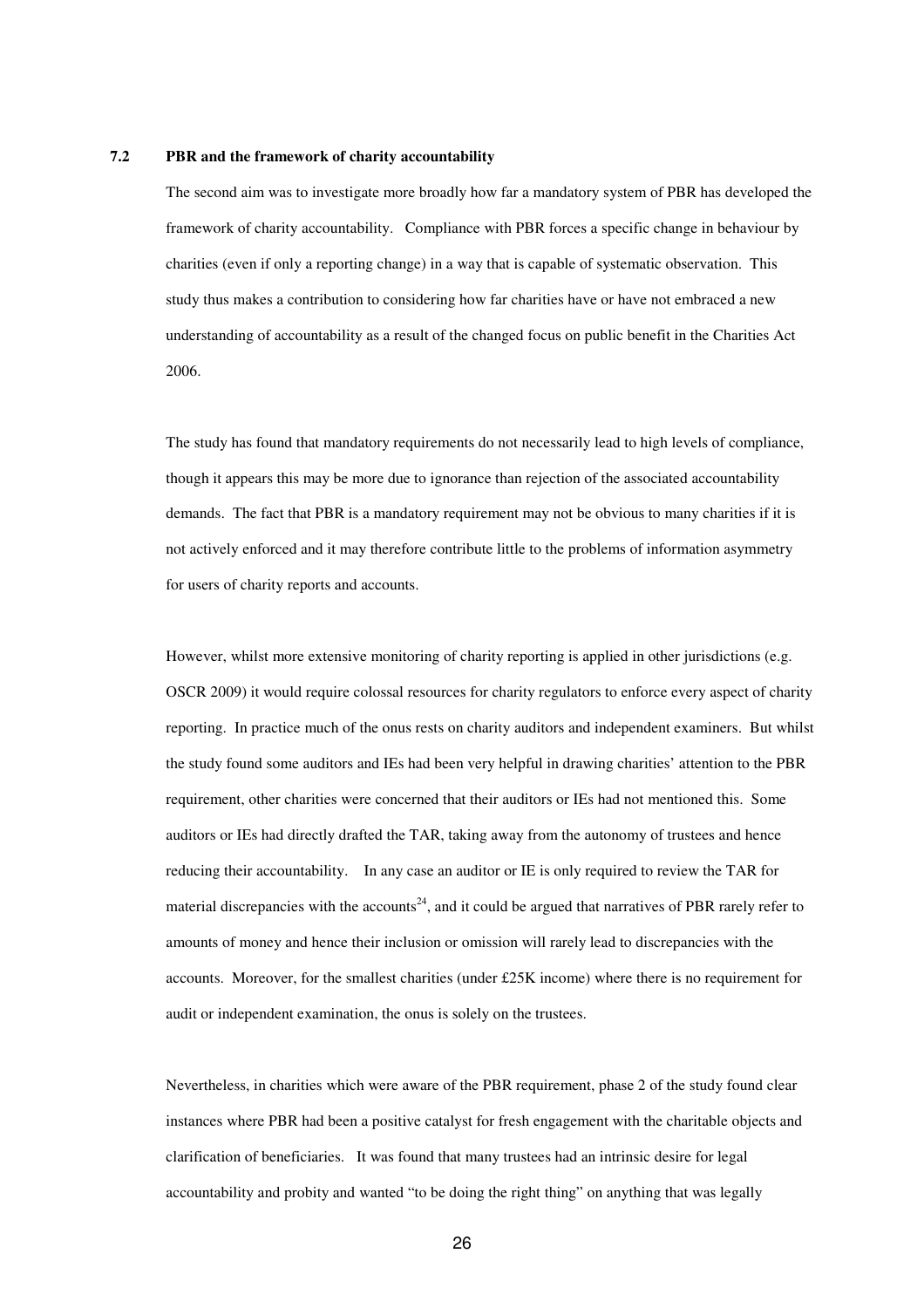## 7.2 PBR and the framework of charity accountability

The second aim was to investigate more broadly how far a mandatory system of PBR has developed the framework of charity accountability. Compliance with PBR forces a specific change in behaviour by charities (even if only a reporting change) in a way that is capable of systematic observation. This study thus makes a contribution to considering how far charities have or have not embraced a new understanding of accountability as a result of the changed focus on public benefit in the Charities Act 2006.

The study has found that mandatory requirements do not necessarily lead to high levels of compliance, though it appears this may be more due to ignorance than rejection of the associated accountability demands. The fact that PBR is a mandatory requirement may not be obvious to many charities if it is not actively enforced and it may therefore contribute little to the problems of information asymmetry for users of charity reports and accounts.

However, whilst more extensive monitoring of charity reporting is applied in other jurisdictions (e.g. OSCR 2009) it would require colossal resources for charity regulators to enforce every aspect of charity reporting. In practice much of the onus rests on charity auditors and independent examiners. But whilst the study found some auditors and IEs had been very helpful in drawing charities' attention to the PBR requirement, other charities were concerned that their auditors or IEs had not mentioned this. Some auditors or IEs had directly drafted the TAR, taking away from the autonomy of trustees and hence reducing their accountability. In any case an auditor or IE is only required to review the TAR for material discrepancies with the accounts[24], and it could be argued that narratives of PBR rarely refer to amounts of money and hence their inclusion or omission will rarely lead to discrepancies with the accounts. Moreover, for the smallest charities (under £25K income) where there is no requirement for audit or independent examination, the onus is solely on the trustees.

Nevertheless, in charities which were aware of the PBR requirement, phase 2 of the study found clear instances where PBR had been a positive catalyst for fresh engagement with the charitable objects and clarification of beneficiaries. It was found that many trustees had an intrinsic desire for legal accountability and probity and wanted "to be doing the right thing" on anything that was legally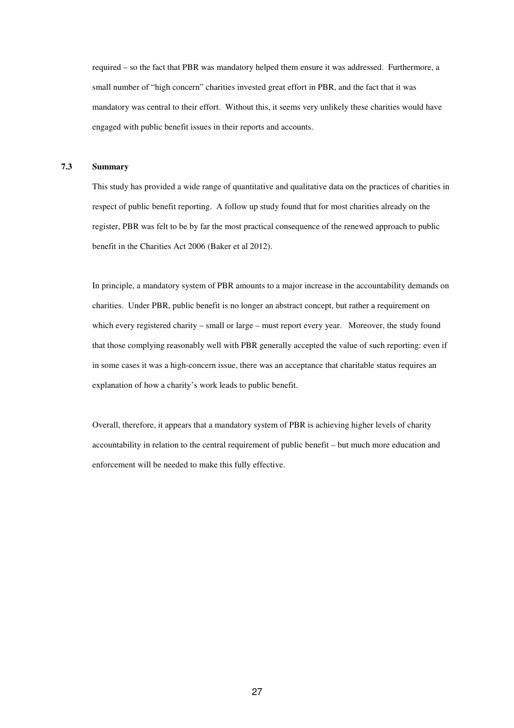required – so the fact that PBR was mandatory helped them ensure it was addressed. Furthermore, a small number of "high concern" charities invested great effort in PBR, and the fact that it was mandatory was central to their effort. Without this, it seems very unlikely these charities would have engaged with public benefit issues in their reports and accounts.

### 7.3 Summary

This study has provided a wide range of quantitative and qualitative data on the practices of charities in respect of public benefit reporting. A follow up study found that for most charities already on the register, PBR was felt to be by far the most practical consequence of the renewed approach to public benefit in the Charities Act 2006 (Baker et al 2012).

In principle, a mandatory system of PBR amounts to a major increase in the accountability demands on charities. Under PBR, public benefit is no longer an abstract concept, but rather a requirement on which every registered charity – small or large – must report every year. Moreover, the study found that those complying reasonably well with PBR generally accepted the value of such reporting: even if in some cases it was a high-concern issue, there was an acceptance that charitable status requires an explanation of how a charity's work leads to public benefit.

Overall, therefore, it appears that a mandatory system of PBR is achieving higher levels of charity accountability in relation to the central requirement of public benefit – but much more education and enforcement will be needed to make this fully effective.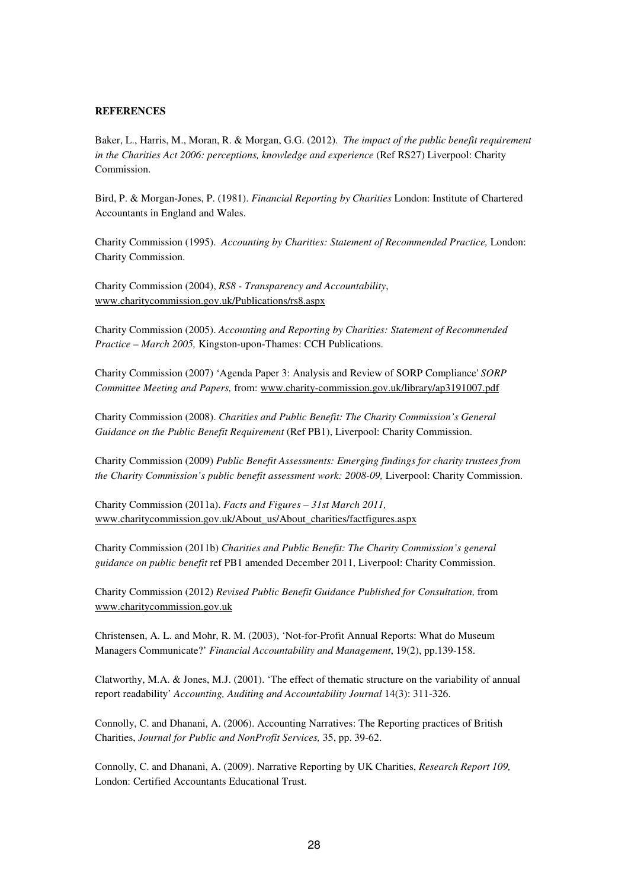**REFERENCES**

Baker, L., Harris, M., Moran, R. & Morgan, G.G. (2012). *The impact of the public benefit requirement in the Charities Act 2006: perceptions, knowledge and experience* (Ref RS27) Liverpool: Charity Commission.

Bird, P. & Morgan-Jones, P. (1981). *Financial Reporting by Charities* London: Institute of Chartered Accountants in England and Wales.

Charity Commission (1995). *Accounting by Charities: Statement of Recommended Practice,* London: Charity Commission.

Charity Commission (2004), *RS8 - Transparency and Accountability*, www.charitycommission.gov.uk/Publications/rs8.aspx

Charity Commission (2005). *Accounting and Reporting by Charities: Statement of Recommended Practice – March 2005,* Kingston-upon-Thames: CCH Publications.

Charity Commission (2007) 'Agenda Paper 3: Analysis and Review of SORP Compliance' *SORP Committee Meeting and Papers,* from: www.charity-commission.gov.uk/library/ap3191007.pdf

Charity Commission (2008). *Charities and Public Benefit: The Charity Commission's General Guidance on the Public Benefit Requirement* (Ref PB1), Liverpool: Charity Commission.

Charity Commission (2009) *Public Benefit Assessments: Emerging findings for charity trustees from the Charity Commission's public benefit assessment work: 2008-09,* Liverpool: Charity Commission.

Charity Commission (2011a). *Facts and Figures – 31st March 2011,* www.charitycommission.gov.uk/About_us/About_charities/factfigures.aspx

Charity Commission (2011b) *Charities and Public Benefit: The Charity Commission's general guidance on public benefit* ref PB1 amended December 2011, Liverpool: Charity Commission.

Charity Commission (2012) *Revised Public Benefit Guidance Published for Consultation,* from www.charitycommission.gov.uk

Christensen, A. L. and Mohr, R. M. (2003), 'Not-for-Profit Annual Reports: What do Museum Managers Communicate?' *Financial Accountability and Management*, 19(2), pp.139-158.

Clatworthy, M.A. & Jones, M.J. (2001). 'The effect of thematic structure on the variability of annual report readability' *Accounting, Auditing and Accountability Journal* 14(3): 311-326.

Connolly, C. and Dhanani, A. (2006). Accounting Narratives: The Reporting practices of British Charities, *Journal for Public and NonProfit Services,* 35, pp. 39-62.

Connolly, C. and Dhanani, A. (2009). Narrative Reporting by UK Charities, *Research Report 109,* London: Certified Accountants Educational Trust.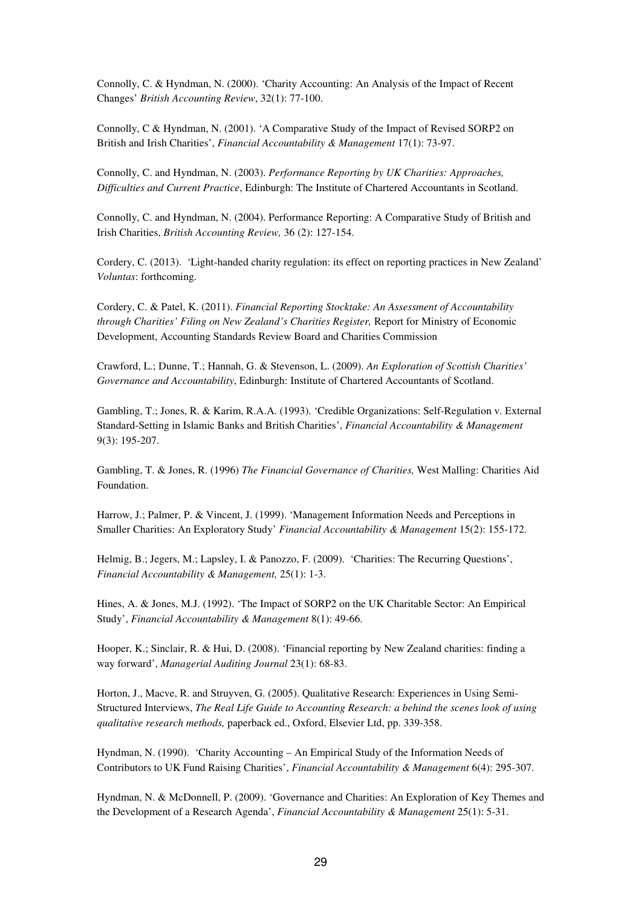Connolly, C. & Hyndman, N. (2000). 'Charity Accounting: An Analysis of the Impact of Recent Changes' *British Accounting Review*, 32(1): 77-100.

Connolly, C & Hyndman, N. (2001). 'A Comparative Study of the Impact of Revised SORP2 on British and Irish Charities', *Financial Accountability & Management* 17(1): 73-97.

Connolly, C. and Hyndman, N. (2003). *Performance Reporting by UK Charities: Approaches, Difficulties and Current Practice*, Edinburgh: The Institute of Chartered Accountants in Scotland.

Connolly, C. and Hyndman, N. (2004). Performance Reporting: A Comparative Study of British and Irish Charities, *British Accounting Review,* 36 (2): 127-154.

Cordery, C. (2013). 'Light-handed charity regulation: its effect on reporting practices in New Zealand' *Voluntas*: forthcoming.

Cordery, C. & Patel, K. (2011). *Financial Reporting Stocktake: An Assessment of Accountability through Charities' Filing on New Zealand's Charities Register,* Report for Ministry of Economic Development, Accounting Standards Review Board and Charities Commission

Crawford, L.; Dunne, T.; Hannah, G. & Stevenson, L. (2009). *An Exploration of Scottish Charities' Governance and Accountability*, Edinburgh: Institute of Chartered Accountants of Scotland.

Gambling, T.; Jones, R. & Karim, R.A.A. (1993). 'Credible Organizations: Self-Regulation v. External Standard-Setting in Islamic Banks and British Charities', *Financial Accountability & Management* 9(3): 195-207.

Gambling, T. & Jones, R. (1996) *The Financial Governance of Charities,* West Malling: Charities Aid Foundation.

Harrow, J.; Palmer, P. & Vincent, J. (1999). 'Management Information Needs and Perceptions in Smaller Charities: An Exploratory Study' *Financial Accountability & Management* 15(2): 155-172.

Helmig, B.; Jegers, M.; Lapsley, I. & Panozzo, F. (2009). 'Charities: The Recurring Questions', *Financial Accountability & Management,* 25(1): 1-3.

Hines, A. & Jones, M.J. (1992). 'The Impact of SORP2 on the UK Charitable Sector: An Empirical Study', *Financial Accountability & Management* 8(1): 49-66.

Hooper, K.; Sinclair, R. & Hui, D. (2008). 'Financial reporting by New Zealand charities: finding a way forward', *Managerial Auditing Journal* 23(1): 68-83.

Horton, J., Macve, R. and Struyven, G. (2005). Qualitative Research: Experiences in Using Semi-Structured Interviews, *The Real Life Guide to Accounting Research: a behind the scenes look of using qualitative research methods,* paperback ed., Oxford, Elsevier Ltd, pp. 339-358.

Hyndman, N. (1990). 'Charity Accounting – An Empirical Study of the Information Needs of Contributors to UK Fund Raising Charities', *Financial Accountability & Management* 6(4): 295-307.

Hyndman, N. & McDonnell, P. (2009). 'Governance and Charities: An Exploration of Key Themes and the Development of a Research Agenda', *Financial Accountability & Management* 25(1): 5-31.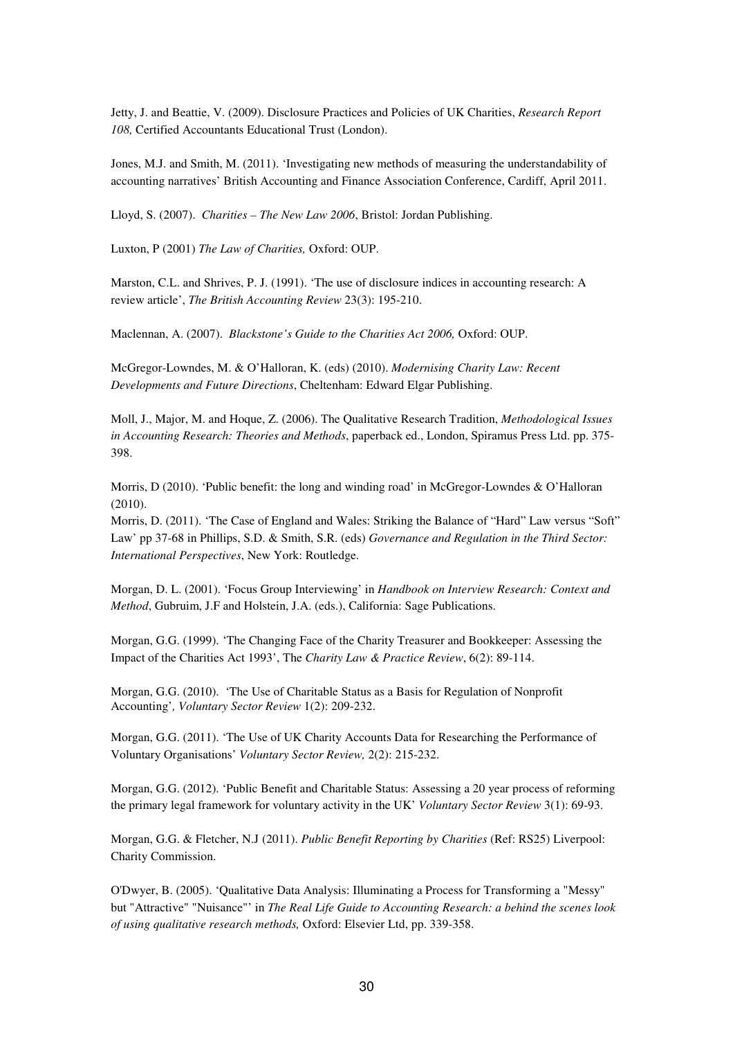Jetty, J. and Beattie, V. (2009). Disclosure Practices and Policies of UK Charities, *Research Report 108,* Certified Accountants Educational Trust (London).

Jones, M.J. and Smith, M. (2011). 'Investigating new methods of measuring the understandability of accounting narratives' British Accounting and Finance Association Conference, Cardiff, April 2011.

Lloyd, S. (2007). *Charities – The New Law 2006*, Bristol: Jordan Publishing.

Luxton, P (2001) *The Law of Charities,* Oxford: OUP.

Marston, C.L. and Shrives, P. J. (1991). 'The use of disclosure indices in accounting research: A review article', *The British Accounting Review* 23(3): 195-210.

Maclennan, A. (2007). *Blackstone's Guide to the Charities Act 2006,* Oxford: OUP.

McGregor-Lowndes, M. & O'Halloran, K. (eds) (2010). *Modernising Charity Law: Recent Developments and Future Directions*, Cheltenham: Edward Elgar Publishing.

Moll, J., Major, M. and Hoque, Z. (2006). The Qualitative Research Tradition, *Methodological Issues in Accounting Research: Theories and Methods*, paperback ed., London, Spiramus Press Ltd. pp. 375-398.

Morris, D (2010). 'Public benefit: the long and winding road' in McGregor-Lowndes & O'Halloran (2010).

Morris, D. (2011). 'The Case of England and Wales: Striking the Balance of "Hard" Law versus "Soft" Law' pp 37-68 in Phillips, S.D. & Smith, S.R. (eds) *Governance and Regulation in the Third Sector: International Perspectives*, New York: Routledge.

Morgan, D. L. (2001). 'Focus Group Interviewing' in *Handbook on Interview Research: Context and Method*, Gubruim, J.F and Holstein, J.A. (eds.), California: Sage Publications.

Morgan, G.G. (1999). 'The Changing Face of the Charity Treasurer and Bookkeeper: Assessing the Impact of the Charities Act 1993', The *Charity Law & Practice Review*, 6(2): 89-114.

Morgan, G.G. (2010). 'The Use of Charitable Status as a Basis for Regulation of Nonprofit Accounting'*, Voluntary Sector Review* 1(2): 209-232.

Morgan, G.G. (2011). 'The Use of UK Charity Accounts Data for Researching the Performance of Voluntary Organisations' *Voluntary Sector Review,* 2(2): 215-232.

Morgan, G.G. (2012). 'Public Benefit and Charitable Status: Assessing a 20 year process of reforming the primary legal framework for voluntary activity in the UK' *Voluntary Sector Review* 3(1): 69-93.

Morgan, G.G. & Fletcher, N.J (2011). *Public Benefit Reporting by Charities* (Ref: RS25) Liverpool: Charity Commission.

O'Dwyer, B. (2005). 'Qualitative Data Analysis: Illuminating a Process for Transforming a "Messy" but "Attractive" "Nuisance"' in *The Real Life Guide to Accounting Research: a behind the scenes look of using qualitative research methods,* Oxford: Elsevier Ltd, pp. 339-358.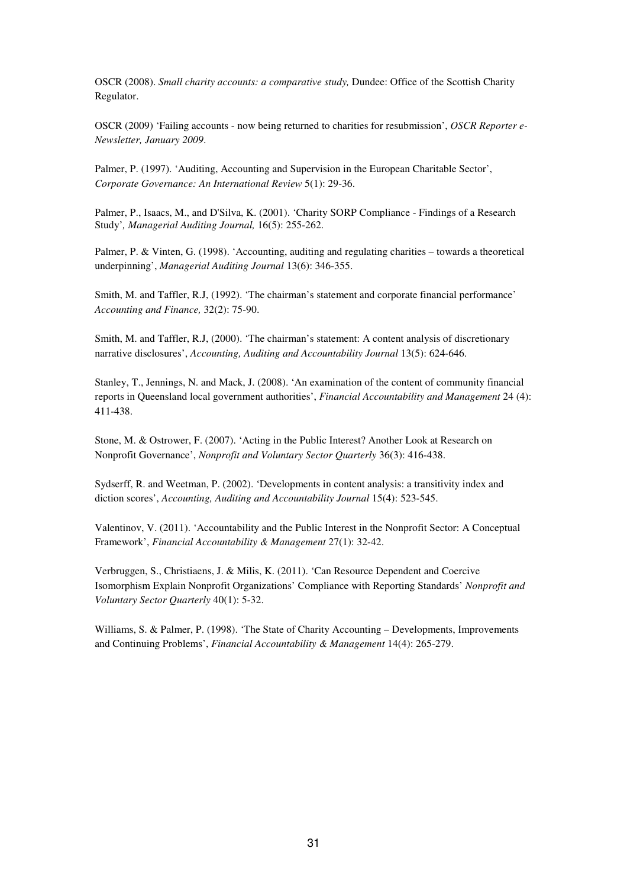OSCR (2008). *Small charity accounts: a comparative study,* Dundee: Office of the Scottish Charity Regulator.

OSCR (2009) 'Failing accounts - now being returned to charities for resubmission', *OSCR Reporter e-Newsletter, January 2009*.

Palmer, P. (1997). 'Auditing, Accounting and Supervision in the European Charitable Sector', *Corporate Governance: An International Review* 5(1): 29-36.

Palmer, P., Isaacs, M., and D'Silva, K. (2001). 'Charity SORP Compliance - Findings of a Research Study'*, Managerial Auditing Journal,* 16(5): 255-262.

Palmer, P. & Vinten, G. (1998). 'Accounting, auditing and regulating charities – towards a theoretical underpinning', *Managerial Auditing Journal* 13(6): 346-355.

Smith, M. and Taffler, R.J, (1992). 'The chairman's statement and corporate financial performance' *Accounting and Finance,* 32(2): 75-90.

Smith, M. and Taffler, R.J, (2000). 'The chairman's statement: A content analysis of discretionary narrative disclosures', *Accounting, Auditing and Accountability Journal* 13(5): 624-646.

Stanley, T., Jennings, N. and Mack, J. (2008). 'An examination of the content of community financial reports in Queensland local government authorities', *Financial Accountability and Management* 24 (4): 411-438.

Stone, M. & Ostrower, F. (2007). 'Acting in the Public Interest? Another Look at Research on Nonprofit Governance', *Nonprofit and Voluntary Sector Quarterly* 36(3): 416-438.

Sydserff, R. and Weetman, P. (2002). 'Developments in content analysis: a transitivity index and diction scores', *Accounting, Auditing and Accountability Journal* 15(4): 523-545.

Valentinov, V. (2011). 'Accountability and the Public Interest in the Nonprofit Sector: A Conceptual Framework', *Financial Accountability & Management* 27(1): 32-42.

Verbruggen, S., Christiaens, J. & Milis, K. (2011). 'Can Resource Dependent and Coercive Isomorphism Explain Nonprofit Organizations' Compliance with Reporting Standards' *Nonprofit and Voluntary Sector Quarterly* 40(1): 5-32.

Williams, S. & Palmer, P. (1998). 'The State of Charity Accounting – Developments, Improvements and Continuing Problems', *Financial Accountability & Management* 14(4): 265-279.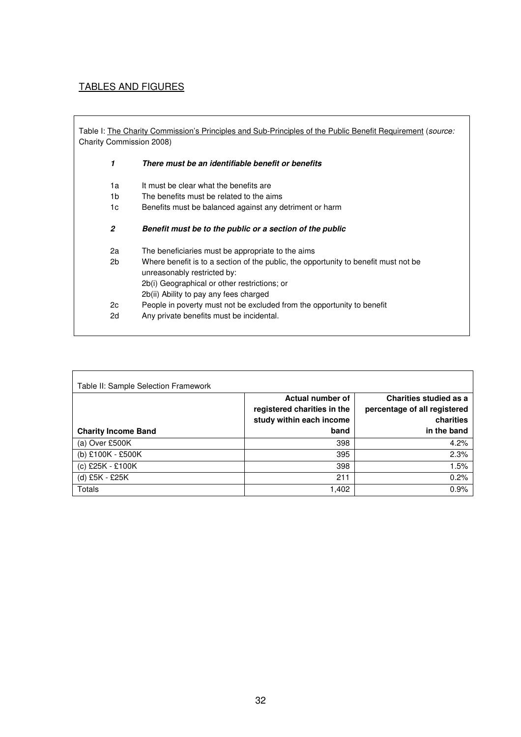## TABLES AND FIGURES

Table I: The Charity Commission's Principles and Sub-Principles of the Public Benefit Requirement (*source:* Charity Commission 2008)

***1 There must be an identifiable benefit or benefits***

1a It must be clear what the benefits are

1b The benefits must be related to the aims

1c Benefits must be balanced against any detriment or harm

***2 Benefit must be to the public or a section of the public***

2a The beneficiaries must be appropriate to the aims

2b Where benefit is to a section of the public, the opportunity to benefit must not be unreasonably restricted by:
2b(i) Geographical or other restrictions; or
2b(ii) Ability to pay any fees charged

2c People in poverty must not be excluded from the opportunity to benefit

2d Any private benefits must be incidental.

Table II: Sample Selection Framework

| **Charity Income Band** | **Actual number of registered charities in the study within each income band** | **Charities studied as a percentage of all registered charities in the band** |
|---|---|---|
| (a) Over £500K | 398 | 4.2% |
| (b) £100K - £500K | 395 | 2.3% |
| (c) £25K - £100K | 398 | 1.5% |
| (d) £5K - £25K | 211 | 0.2% |
| Totals | 1,402 | 0.9% |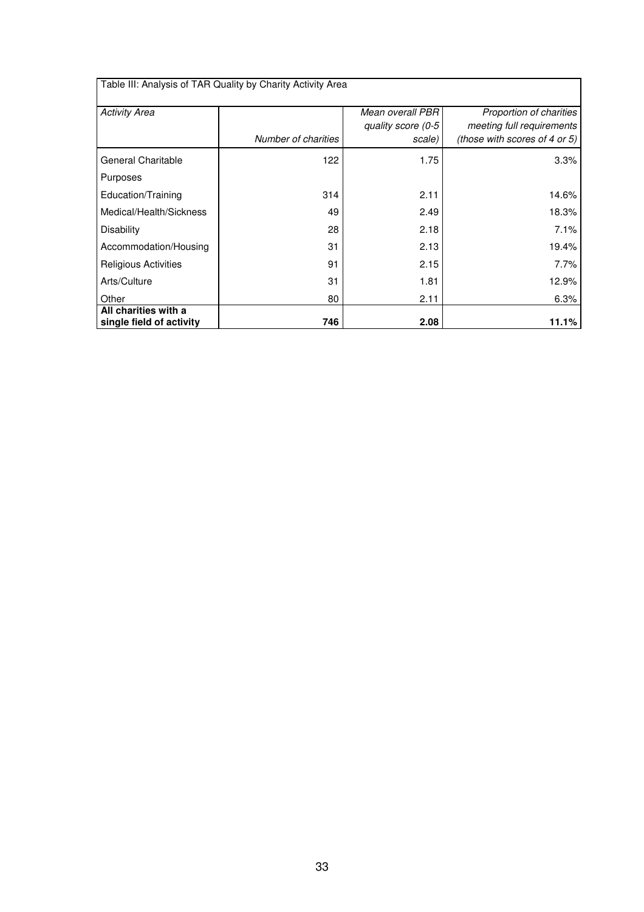Table III: Analysis of TAR Quality by Charity Activity Area

| *Activity Area* | *Number of charities* | *Mean overall PBR quality score (0-5 scale)* | *Proportion of charities meeting full requirements (those with scores of 4 or 5)* |
|---|---|---|---|
| General Charitable Purposes | 122 | 1.75 | 3.3% |
| Education/Training | 314 | 2.11 | 14.6% |
| Medical/Health/Sickness | 49 | 2.49 | 18.3% |
| Disability | 28 | 2.18 | 7.1% |
| Accommodation/Housing | 31 | 2.13 | 19.4% |
| Religious Activities | 91 | 2.15 | 7.7% |
| Arts/Culture | 31 | 1.81 | 12.9% |
| Other | 80 | 2.11 | 6.3% |
| **All charities with a single field of activity** | **746** | **2.08** | **11.1%** |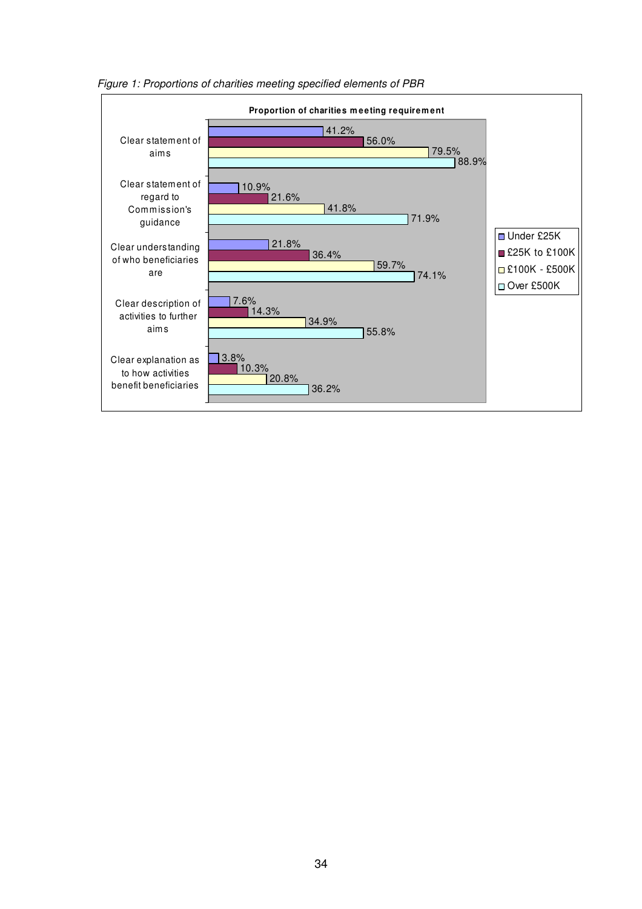*Figure 1: Proportions of charities meeting specified elements of PBR*

**Proportion of charities meeting requirement**

| | Under £25K | £25K to £100K | £100K - £500K | Over £500K |
|---|---|---|---|---|
| Clear statement of aims | 41.2% | 56.0% | 79.5% | 88.9% |
| Clear statement of regard to Commission's guidance | 10.9% | 21.6% | 41.8% | 71.9% |
| Clear understanding of who beneficiaries are | 21.8% | 36.4% | 59.7% | 74.1% |
| Clear description of activities to further aims | 7.6% | 14.3% | 34.9% | 55.8% |
| Clear explanation as to how activities benefit beneficiaries | 3.8% | 10.3% | 20.8% | 36.2% |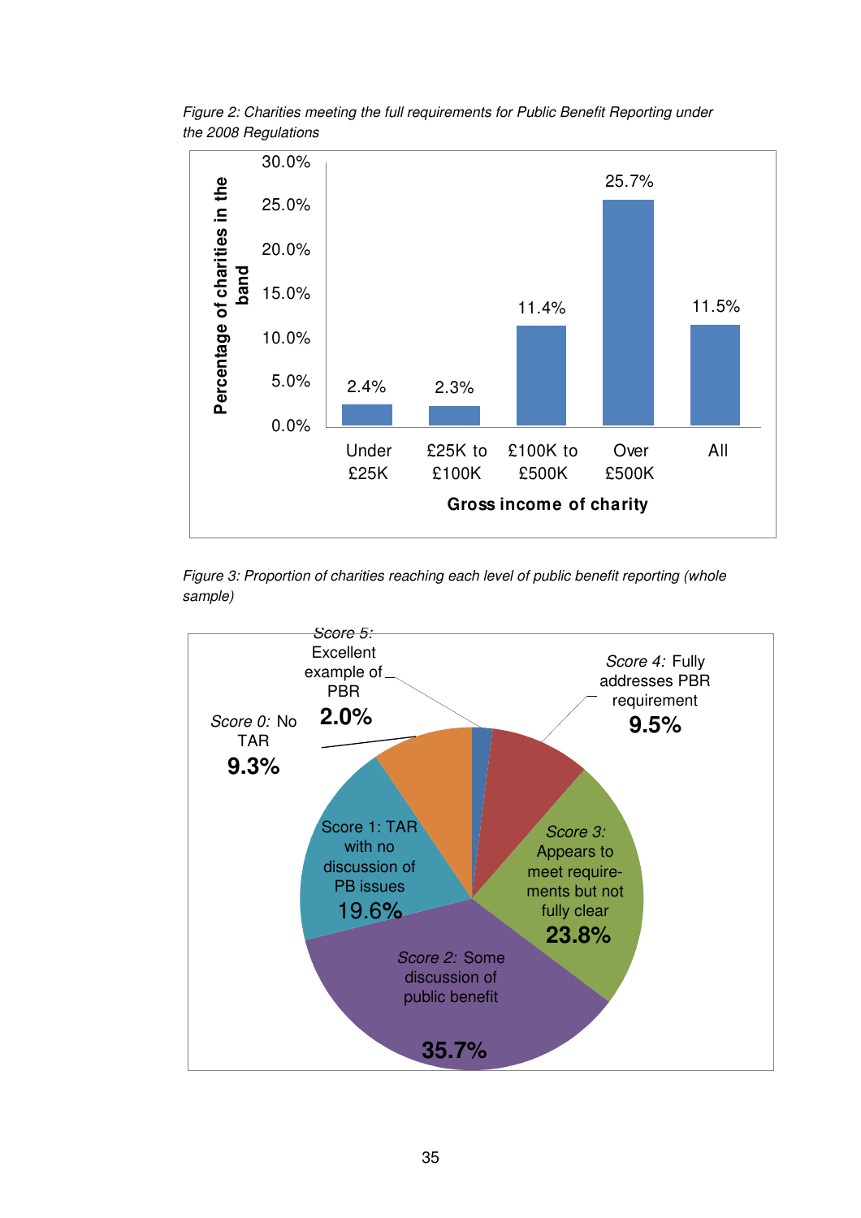*Figure 2: Charities meeting the full requirements for Public Benefit Reporting under the 2008 Regulations*

| Gross income of charity | Percentage of charities in the band |
| --- | --- |
| Under £25K | 2.4% |
| £25K to £100K | 2.3% |
| £100K to £500K | 11.4% |
| Over £500K | 25.7% |
| All | 11.5% |

*Figure 3: Proportion of charities reaching each level of public benefit reporting (whole sample)*

| Level | Proportion |
| --- | --- |
| *Score 0:* No TAR | 9.3% |
| Score 1: TAR with no discussion of PB issues | 19.6% |
| *Score 2:* Some discussion of public benefit | 35.7% |
| *Score 3:* Appears to meet requirements but not fully clear | 23.8% |
| *Score 4:* Fully addresses PBR requirement | 9.5% |
| *Score 5:* Excellent example of PBR | 2.0% |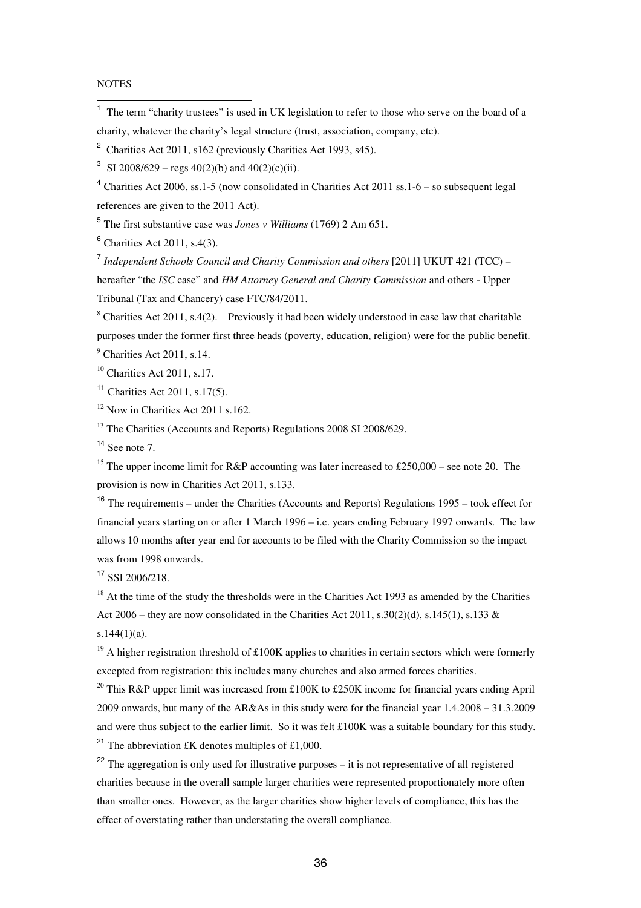NOTES

[1] The term "charity trustees" is used in UK legislation to refer to those who serve on the board of a charity, whatever the charity's legal structure (trust, association, company, etc).

[2] Charities Act 2011, s162 (previously Charities Act 1993, s45).

[3] SI 2008/629 – regs 40(2)(b) and 40(2)(c)(ii).

[4] Charities Act 2006, ss.1-5 (now consolidated in Charities Act 2011 ss.1-6 – so subsequent legal references are given to the 2011 Act).

[5] The first substantive case was *Jones v Williams* (1769) 2 Am 651.

[6] Charities Act 2011, s.4(3).

[7] *Independent Schools Council and Charity Commission and others* [2011] UKUT 421 (TCC) – hereafter "the *ISC* case" and *HM Attorney General and Charity Commission* and others - Upper Tribunal (Tax and Chancery) case FTC/84/2011.

[8] Charities Act 2011, s.4(2). Previously it had been widely understood in case law that charitable purposes under the former first three heads (poverty, education, religion) were for the public benefit.

[9] Charities Act 2011, s.14.

[10] Charities Act 2011, s.17.

[11] Charities Act 2011, s.17(5).

[12] Now in Charities Act 2011 s.162.

[13] The Charities (Accounts and Reports) Regulations 2008 SI 2008/629.

[14] See note 7.

[15] The upper income limit for R&P accounting was later increased to £250,000 – see note 20. The provision is now in Charities Act 2011, s.133.

[16] The requirements – under the Charities (Accounts and Reports) Regulations 1995 – took effect for financial years starting on or after 1 March 1996 – i.e. years ending February 1997 onwards. The law allows 10 months after year end for accounts to be filed with the Charity Commission so the impact was from 1998 onwards.

[17] SSI 2006/218.

[18] At the time of the study the thresholds were in the Charities Act 1993 as amended by the Charities Act 2006 – they are now consolidated in the Charities Act 2011, s.30(2)(d), s.145(1), s.133 & s.144(1)(a).

[19] A higher registration threshold of £100K applies to charities in certain sectors which were formerly excepted from registration: this includes many churches and also armed forces charities.

[20] This R&P upper limit was increased from £100K to £250K income for financial years ending April 2009 onwards, but many of the AR&As in this study were for the financial year 1.4.2008 – 31.3.2009 and were thus subject to the earlier limit. So it was felt £100K was a suitable boundary for this study.

[21] The abbreviation £K denotes multiples of £1,000.

[22] The aggregation is only used for illustrative purposes – it is not representative of all registered charities because in the overall sample larger charities were represented proportionately more often than smaller ones. However, as the larger charities show higher levels of compliance, this has the effect of overstating rather than understating the overall compliance.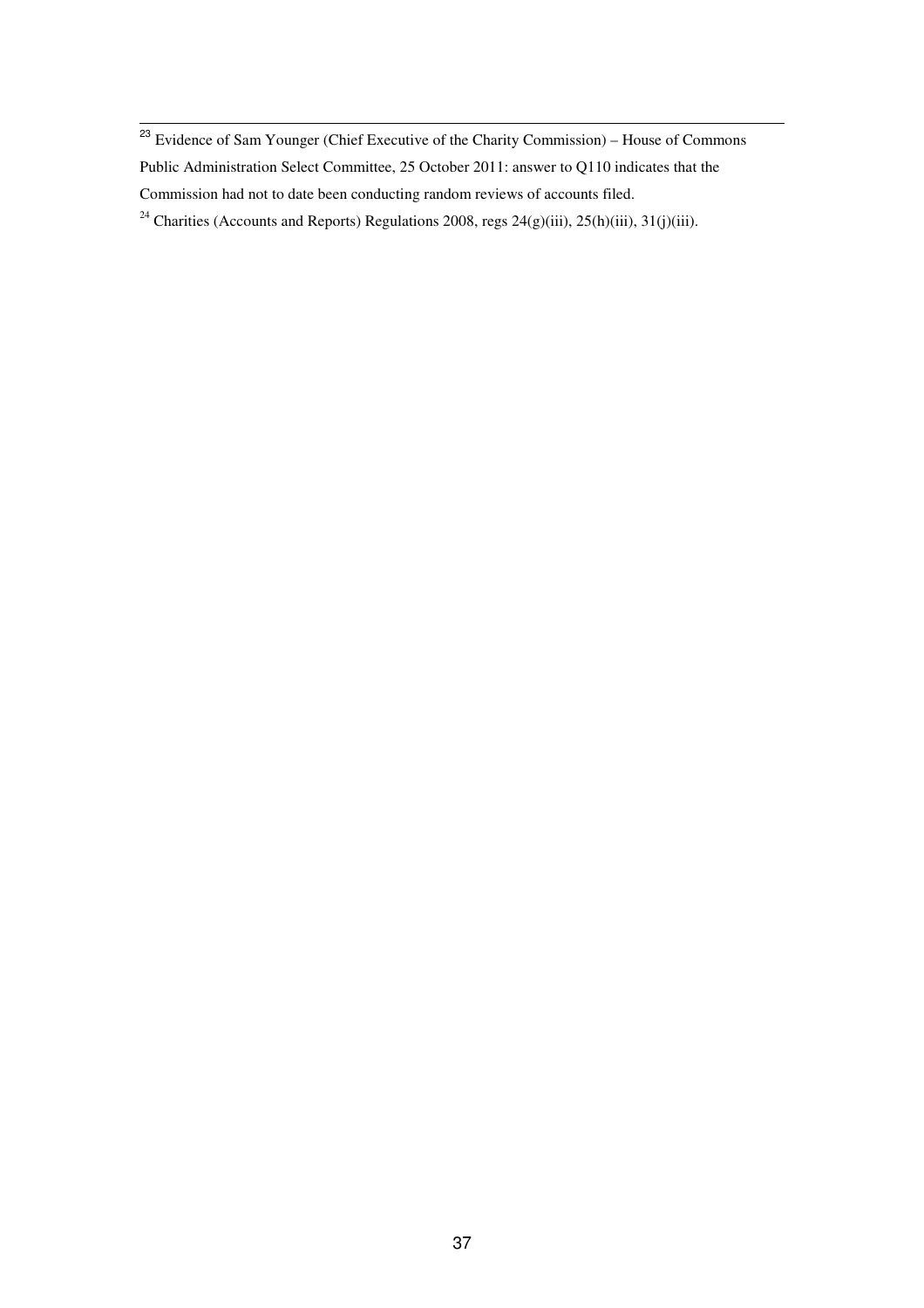[23] Evidence of Sam Younger (Chief Executive of the Charity Commission) – House of Commons Public Administration Select Committee, 25 October 2011: answer to Q110 indicates that the Commission had not to date been conducting random reviews of accounts filed.

[24] Charities (Accounts and Reports) Regulations 2008, regs 24(g)(iii), 25(h)(iii), 31(j)(iii).